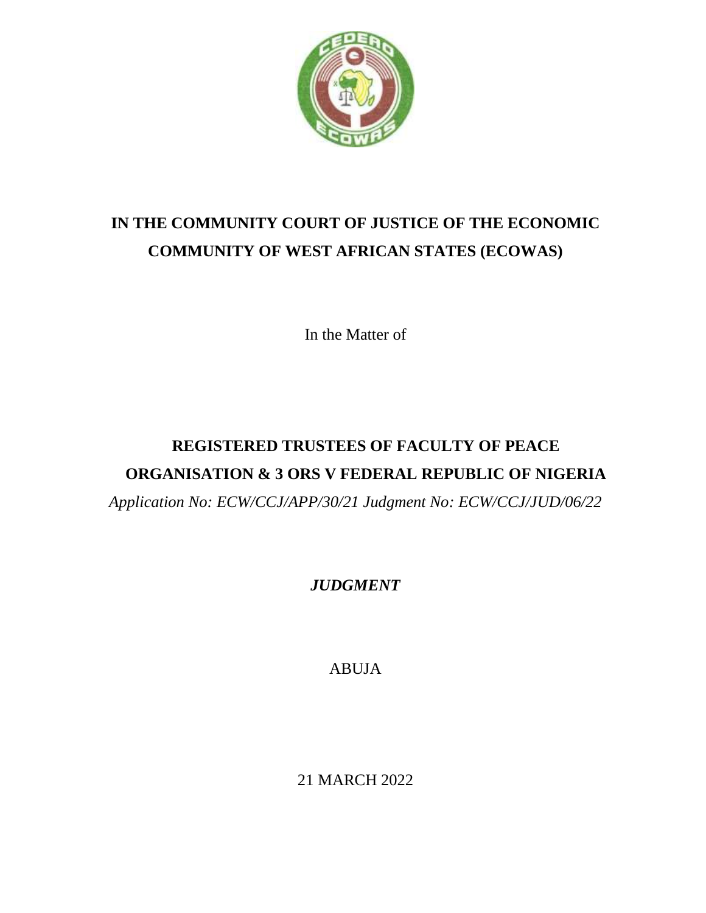# IN THE COMMUNITY COURT OF JUSTICE OF THE ECONOMIC COMMUNITY OF WEST AFRICAN STATES (ECOWAS)

In the Matter of

## REGISTERED TRUSTEES OF FACULTY OF PEACE ORGANISATION & 3 ORS V FEDERAL REPUBLIC OF NIGERIA

*Application No: ECW/CCJ/APP/30/21 Judgment No: ECW/CCJ/JUD/06/22*

***JUDGMENT***

ABUJA

21 MARCH 2022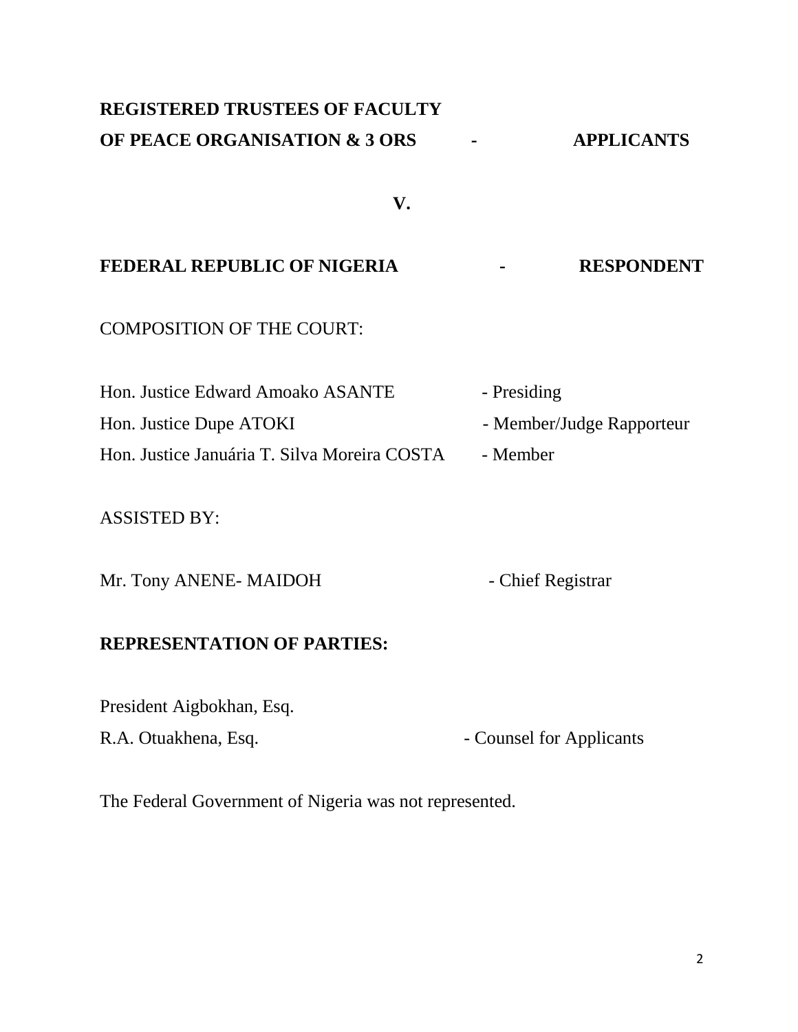**REGISTERED TRUSTEES OF FACULTY OF PEACE ORGANISATION & 3 ORS - APPLICANTS**

**V.**

**FEDERAL REPUBLIC OF NIGERIA - RESPONDENT**

COMPOSITION OF THE COURT:

Hon. Justice Edward Amoako ASANTE - Presiding

Hon. Justice Dupe ATOKI - Member/Judge Rapporteur

Hon. Justice Januária T. Silva Moreira COSTA - Member

ASSISTED BY:

Mr. Tony ANENE- MAIDOH - Chief Registrar

**REPRESENTATION OF PARTIES:**

President Aigbokhan, Esq.
R.A. Otuakhena, Esq. - Counsel for Applicants

The Federal Government of Nigeria was not represented.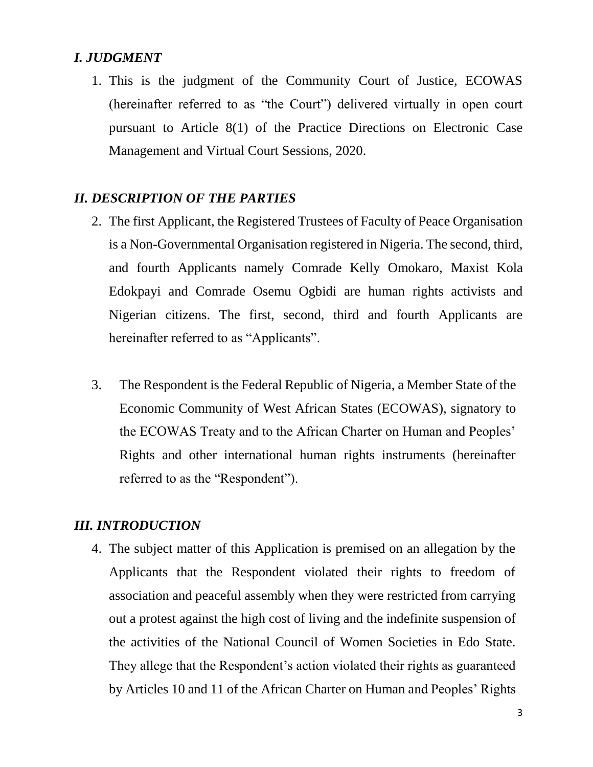### *I. JUDGMENT*

1. This is the judgment of the Community Court of Justice, ECOWAS (hereinafter referred to as "the Court") delivered virtually in open court pursuant to Article 8(1) of the Practice Directions on Electronic Case Management and Virtual Court Sessions, 2020.

### *II. DESCRIPTION OF THE PARTIES*

2. The first Applicant, the Registered Trustees of Faculty of Peace Organisation is a Non-Governmental Organisation registered in Nigeria. The second, third, and fourth Applicants namely Comrade Kelly Omokaro, Maxist Kola Edokpayi and Comrade Osemu Ogbidi are human rights activists and Nigerian citizens. The first, second, third and fourth Applicants are hereinafter referred to as "Applicants".

3. The Respondent is the Federal Republic of Nigeria, a Member State of the Economic Community of West African States (ECOWAS), signatory to the ECOWAS Treaty and to the African Charter on Human and Peoples' Rights and other international human rights instruments (hereinafter referred to as the "Respondent").

### *III. INTRODUCTION*

4. The subject matter of this Application is premised on an allegation by the Applicants that the Respondent violated their rights to freedom of association and peaceful assembly when they were restricted from carrying out a protest against the high cost of living and the indefinite suspension of the activities of the National Council of Women Societies in Edo State. They allege that the Respondent's action violated their rights as guaranteed by Articles 10 and 11 of the African Charter on Human and Peoples' Rights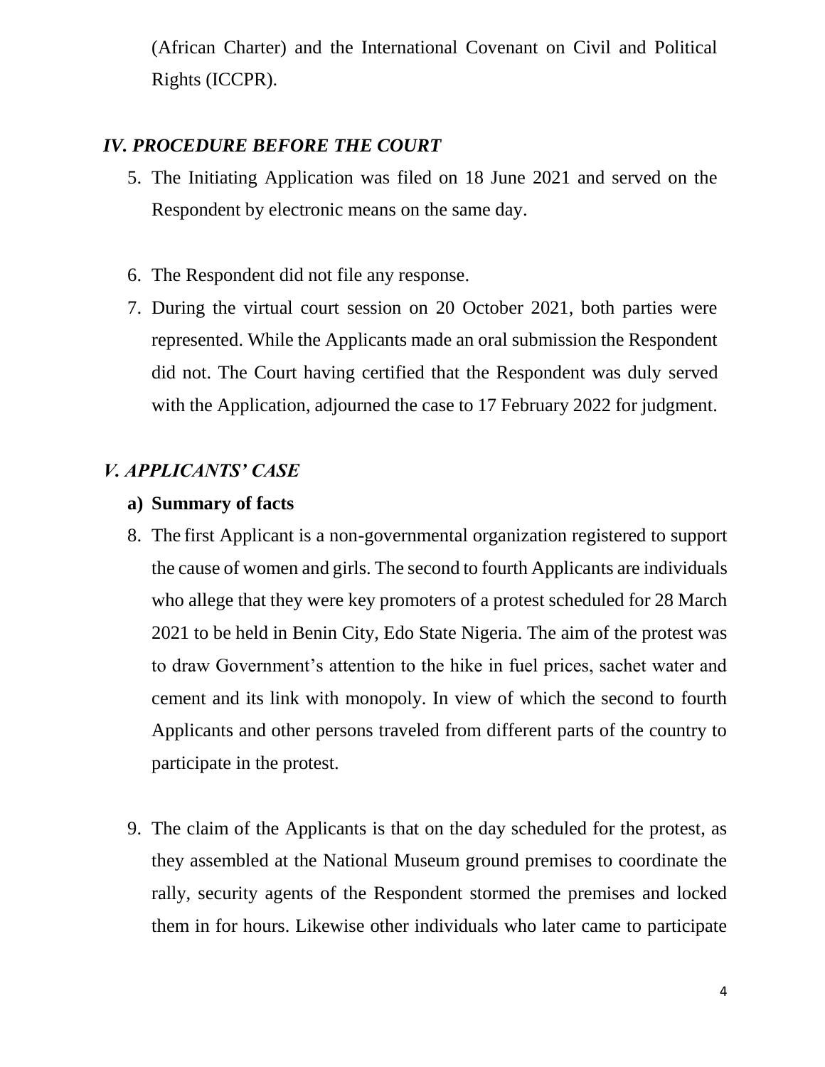(African Charter) and the International Covenant on Civil and Political Rights (ICCPR).

## *IV. PROCEDURE BEFORE THE COURT*

5. The Initiating Application was filed on 18 June 2021 and served on the Respondent by electronic means on the same day.

6. The Respondent did not file any response.

7. During the virtual court session on 20 October 2021, both parties were represented. While the Applicants made an oral submission the Respondent did not. The Court having certified that the Respondent was duly served with the Application, adjourned the case to 17 February 2022 for judgment.

## *V. APPLICANTS' CASE*

### a) Summary of facts

8. The first Applicant is a non-governmental organization registered to support the cause of women and girls. The second to fourth Applicants are individuals who allege that they were key promoters of a protest scheduled for 28 March 2021 to be held in Benin City, Edo State Nigeria. The aim of the protest was to draw Government's attention to the hike in fuel prices, sachet water and cement and its link with monopoly. In view of which the second to fourth Applicants and other persons traveled from different parts of the country to participate in the protest.

9. The claim of the Applicants is that on the day scheduled for the protest, as they assembled at the National Museum ground premises to coordinate the rally, security agents of the Respondent stormed the premises and locked them in for hours. Likewise other individuals who later came to participate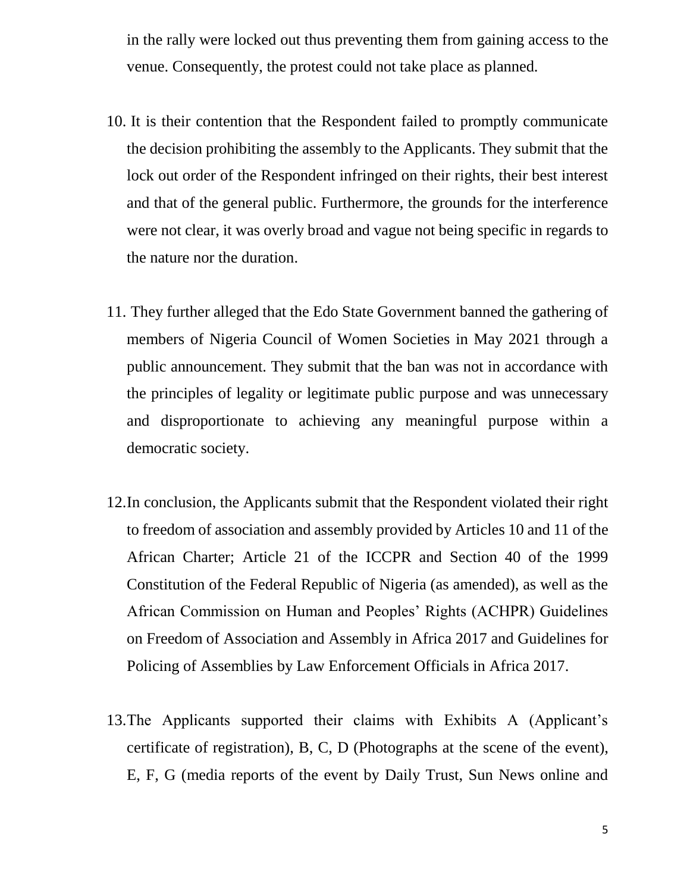in the rally were locked out thus preventing them from gaining access to the venue. Consequently, the protest could not take place as planned.

10. It is their contention that the Respondent failed to promptly communicate the decision prohibiting the assembly to the Applicants. They submit that the lock out order of the Respondent infringed on their rights, their best interest and that of the general public. Furthermore, the grounds for the interference were not clear, it was overly broad and vague not being specific in regards to the nature nor the duration.

11. They further alleged that the Edo State Government banned the gathering of members of Nigeria Council of Women Societies in May 2021 through a public announcement. They submit that the ban was not in accordance with the principles of legality or legitimate public purpose and was unnecessary and disproportionate to achieving any meaningful purpose within a democratic society.

12. In conclusion, the Applicants submit that the Respondent violated their right to freedom of association and assembly provided by Articles 10 and 11 of the African Charter; Article 21 of the ICCPR and Section 40 of the 1999 Constitution of the Federal Republic of Nigeria (as amended), as well as the African Commission on Human and Peoples' Rights (ACHPR) Guidelines on Freedom of Association and Assembly in Africa 2017 and Guidelines for Policing of Assemblies by Law Enforcement Officials in Africa 2017.

13. The Applicants supported their claims with Exhibits A (Applicant's certificate of registration), B, C, D (Photographs at the scene of the event), E, F, G (media reports of the event by Daily Trust, Sun News online and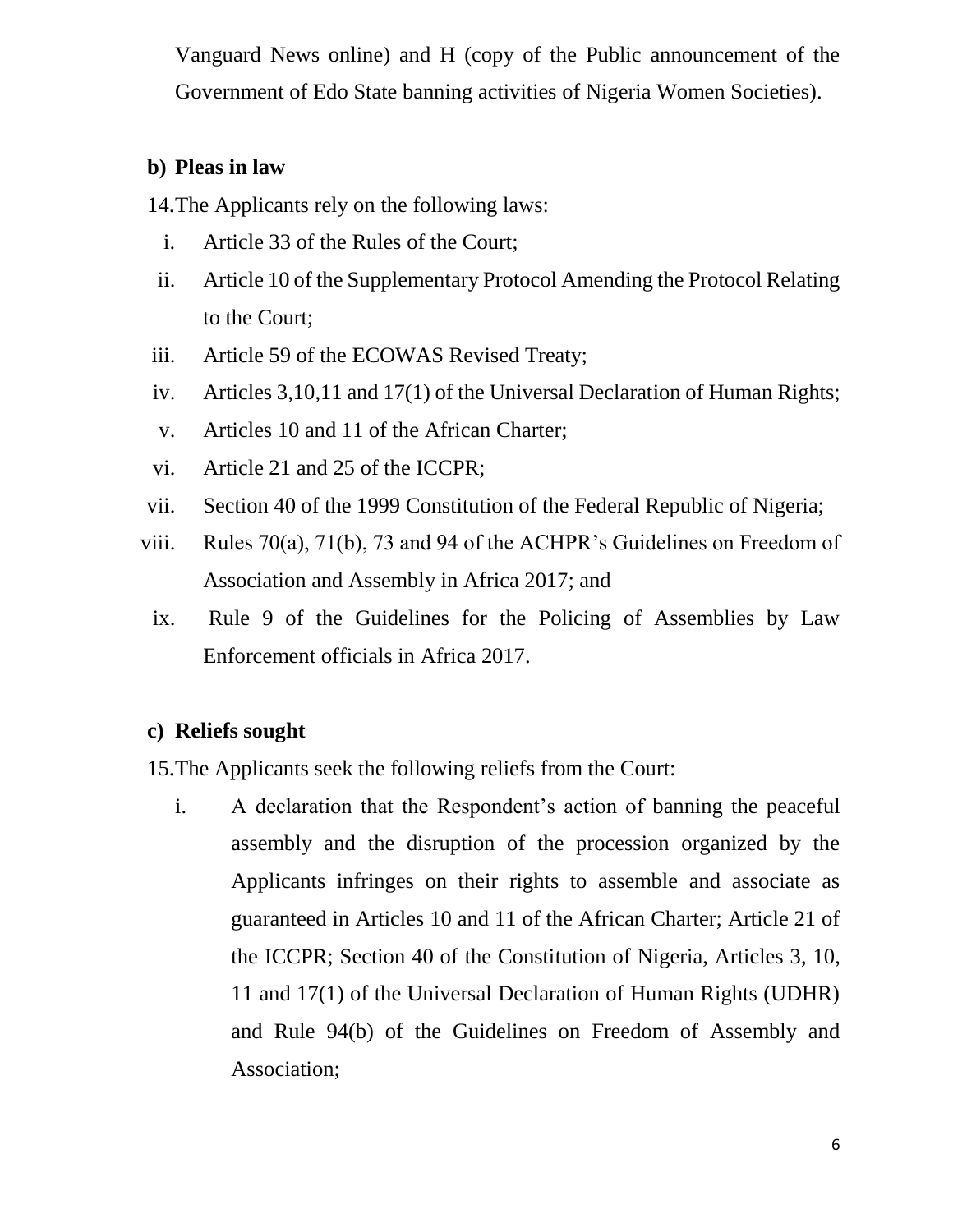Vanguard News online) and H (copy of the Public announcement of the Government of Edo State banning activities of Nigeria Women Societies).

**b) Pleas in law**

14. The Applicants rely on the following laws:

i. Article 33 of the Rules of the Court;

ii. Article 10 of the Supplementary Protocol Amending the Protocol Relating to the Court;

iii. Article 59 of the ECOWAS Revised Treaty;

iv. Articles 3,10,11 and 17(1) of the Universal Declaration of Human Rights;

v. Articles 10 and 11 of the African Charter;

vi. Article 21 and 25 of the ICCPR;

vii. Section 40 of the 1999 Constitution of the Federal Republic of Nigeria;

viii. Rules 70(a), 71(b), 73 and 94 of the ACHPR's Guidelines on Freedom of Association and Assembly in Africa 2017; and

ix. Rule 9 of the Guidelines for the Policing of Assemblies by Law Enforcement officials in Africa 2017.

**c) Reliefs sought**

15. The Applicants seek the following reliefs from the Court:

i. A declaration that the Respondent's action of banning the peaceful assembly and the disruption of the procession organized by the Applicants infringes on their rights to assemble and associate as guaranteed in Articles 10 and 11 of the African Charter; Article 21 of the ICCPR; Section 40 of the Constitution of Nigeria, Articles 3, 10, 11 and 17(1) of the Universal Declaration of Human Rights (UDHR) and Rule 94(b) of the Guidelines on Freedom of Assembly and Association;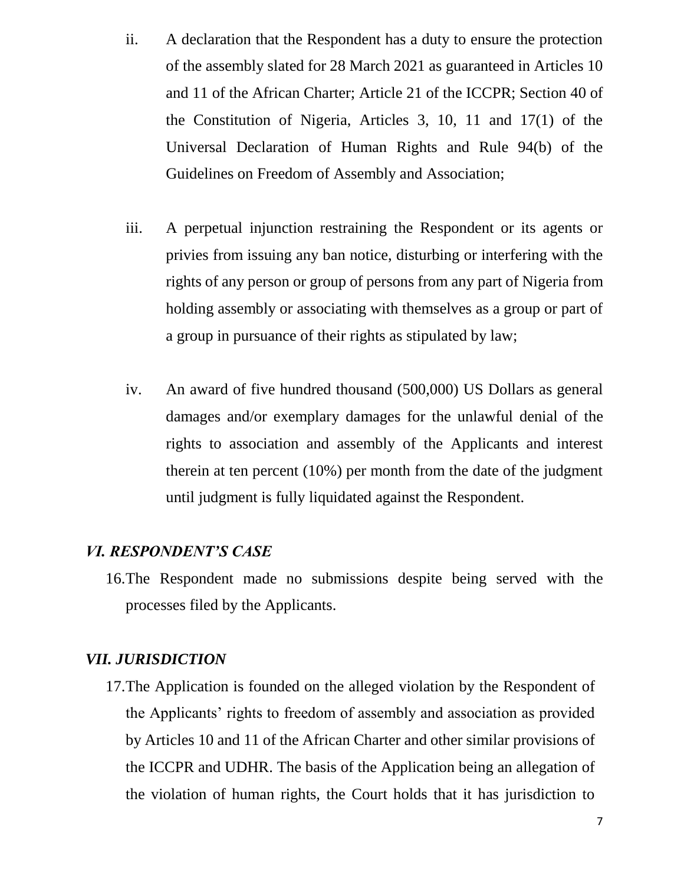ii. A declaration that the Respondent has a duty to ensure the protection of the assembly slated for 28 March 2021 as guaranteed in Articles 10 and 11 of the African Charter; Article 21 of the ICCPR; Section 40 of the Constitution of Nigeria, Articles 3, 10, 11 and 17(1) of the Universal Declaration of Human Rights and Rule 94(b) of the Guidelines on Freedom of Assembly and Association;

iii. A perpetual injunction restraining the Respondent or its agents or privies from issuing any ban notice, disturbing or interfering with the rights of any person or group of persons from any part of Nigeria from holding assembly or associating with themselves as a group or part of a group in pursuance of their rights as stipulated by law;

iv. An award of five hundred thousand (500,000) US Dollars as general damages and/or exemplary damages for the unlawful denial of the rights to association and assembly of the Applicants and interest therein at ten percent (10%) per month from the date of the judgment until judgment is fully liquidated against the Respondent.

### *VI. RESPONDENT'S CASE*

16. The Respondent made no submissions despite being served with the processes filed by the Applicants.

### *VII. JURISDICTION*

17. The Application is founded on the alleged violation by the Respondent of the Applicants' rights to freedom of assembly and association as provided by Articles 10 and 11 of the African Charter and other similar provisions of the ICCPR and UDHR. The basis of the Application being an allegation of the violation of human rights, the Court holds that it has jurisdiction to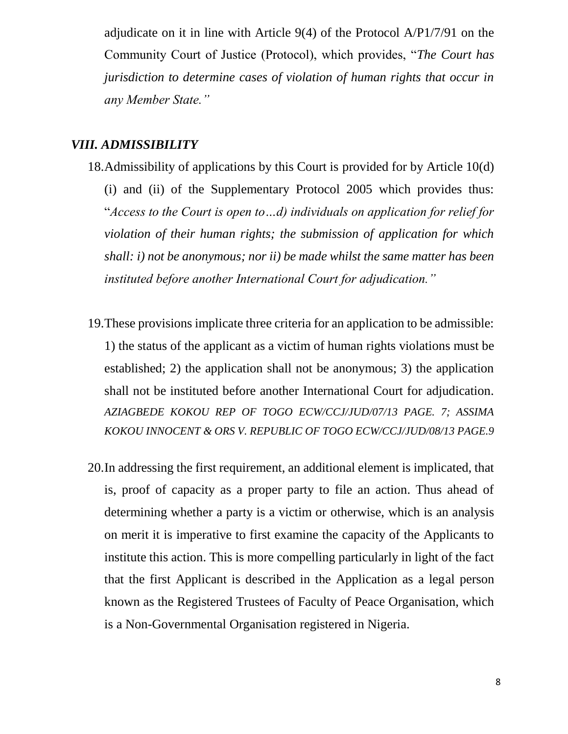adjudicate on it in line with Article 9(4) of the Protocol A/P1/7/91 on the Community Court of Justice (Protocol), which provides, "*The Court has jurisdiction to determine cases of violation of human rights that occur in any Member State.*"

## *VIII. ADMISSIBILITY*

18. Admissibility of applications by this Court is provided for by Article 10(d) (i) and (ii) of the Supplementary Protocol 2005 which provides thus: "*Access to the Court is open to…d) individuals on application for relief for violation of their human rights; the submission of application for which shall: i) not be anonymous; nor ii) be made whilst the same matter has been instituted before another International Court for adjudication.*"

19. These provisions implicate three criteria for an application to be admissible: 1) the status of the applicant as a victim of human rights violations must be established; 2) the application shall not be anonymous; 3) the application shall not be instituted before another International Court for adjudication. *AZIAGBEDE KOKOU REP OF TOGO ECW/CCJ/JUD/07/13 PAGE. 7; ASSIMA KOKOU INNOCENT & ORS V. REPUBLIC OF TOGO ECW/CCJ/JUD/08/13 PAGE.9*

20. In addressing the first requirement, an additional element is implicated, that is, proof of capacity as a proper party to file an action. Thus ahead of determining whether a party is a victim or otherwise, which is an analysis on merit it is imperative to first examine the capacity of the Applicants to institute this action. This is more compelling particularly in light of the fact that the first Applicant is described in the Application as a legal person known as the Registered Trustees of Faculty of Peace Organisation, which is a Non-Governmental Organisation registered in Nigeria.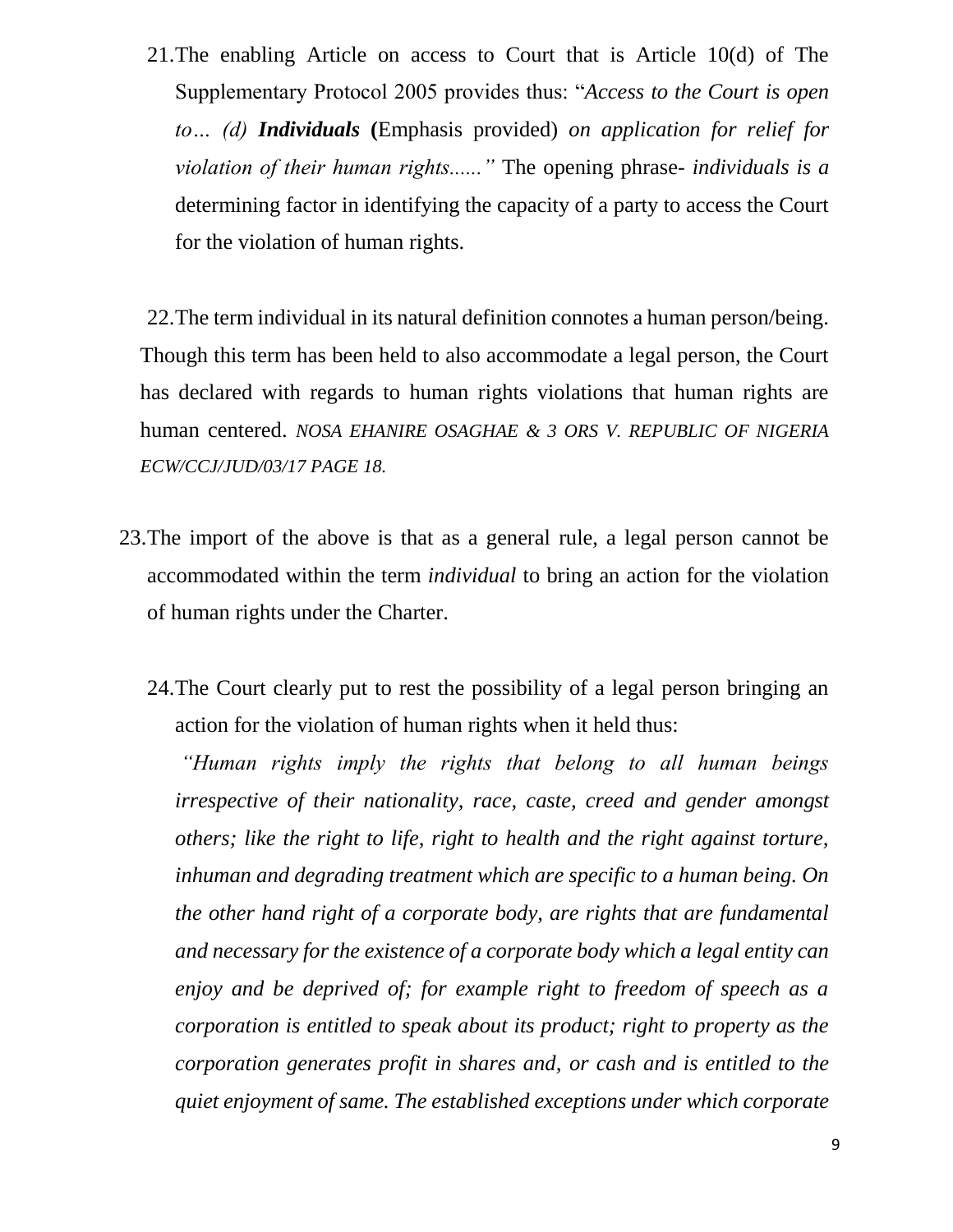21. The enabling Article on access to Court that is Article 10(d) of The Supplementary Protocol 2005 provides thus: "*Access to the Court is open to… (d)* ***Individuals*** **(**Emphasis provided) *on application for relief for violation of their human rights......"* The opening phrase- *individuals is a* determining factor in identifying the capacity of a party to access the Court for the violation of human rights.

22. The term individual in its natural definition connotes a human person/being. Though this term has been held to also accommodate a legal person, the Court has declared with regards to human rights violations that human rights are human centered. *NOSA EHANIRE OSAGHAE & 3 ORS V. REPUBLIC OF NIGERIA ECW/CCJ/JUD/03/17 PAGE 18.*

23. The import of the above is that as a general rule, a legal person cannot be accommodated within the term *individual* to bring an action for the violation of human rights under the Charter.

24. The Court clearly put to rest the possibility of a legal person bringing an action for the violation of human rights when it held thus:

*"Human rights imply the rights that belong to all human beings irrespective of their nationality, race, caste, creed and gender amongst others; like the right to life, right to health and the right against torture, inhuman and degrading treatment which are specific to a human being. On the other hand right of a corporate body, are rights that are fundamental and necessary for the existence of a corporate body which a legal entity can enjoy and be deprived of; for example right to freedom of speech as a corporation is entitled to speak about its product; right to property as the corporation generates profit in shares and, or cash and is entitled to the quiet enjoyment of same. The established exceptions under which corporate*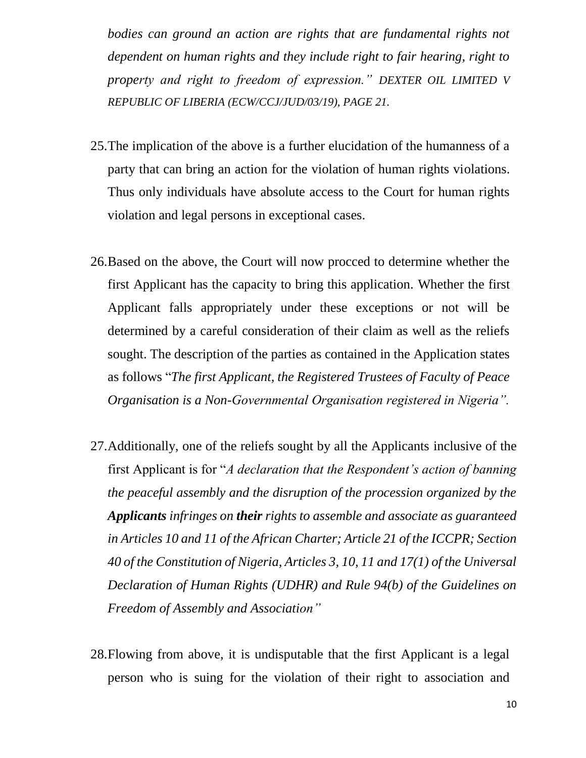*bodies can ground an action are rights that are fundamental rights not dependent on human rights and they include right to fair hearing, right to property and right to freedom of expression." DEXTER OIL LIMITED V REPUBLIC OF LIBERIA (ECW/CCJ/JUD/03/19), PAGE 21.*

25. The implication of the above is a further elucidation of the humanness of a party that can bring an action for the violation of human rights violations. Thus only individuals have absolute access to the Court for human rights violation and legal persons in exceptional cases.

26. Based on the above, the Court will now procced to determine whether the first Applicant has the capacity to bring this application. Whether the first Applicant falls appropriately under these exceptions or not will be determined by a careful consideration of their claim as well as the reliefs sought. The description of the parties as contained in the Application states as follows "*The first Applicant, the Registered Trustees of Faculty of Peace Organisation is a Non-Governmental Organisation registered in Nigeria".*

27. Additionally, one of the reliefs sought by all the Applicants inclusive of the first Applicant is for "*A declaration that the Respondent's action of banning the peaceful assembly and the disruption of the procession organized by the **Applicants** infringes on **their** rights to assemble and associate as guaranteed in Articles 10 and 11 of the African Charter; Article 21 of the ICCPR; Section 40 of the Constitution of Nigeria, Articles 3, 10, 11 and 17(1) of the Universal Declaration of Human Rights (UDHR) and Rule 94(b) of the Guidelines on Freedom of Assembly and Association"*

28. Flowing from above, it is undisputable that the first Applicant is a legal person who is suing for the violation of their right to association and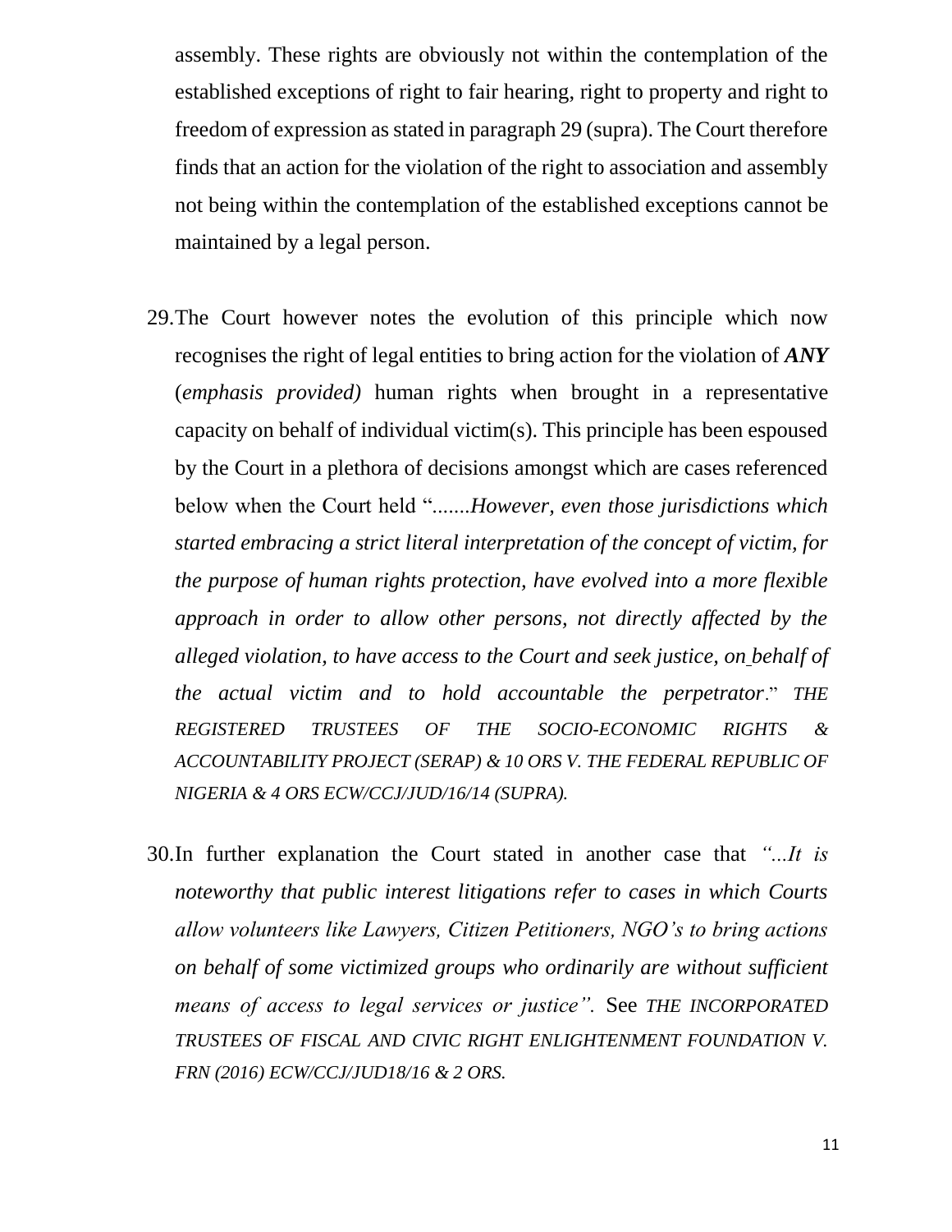assembly. These rights are obviously not within the contemplation of the established exceptions of right to fair hearing, right to property and right to freedom of expression as stated in paragraph 29 (supra). The Court therefore finds that an action for the violation of the right to association and assembly not being within the contemplation of the established exceptions cannot be maintained by a legal person.

29. The Court however notes the evolution of this principle which now recognises the right of legal entities to bring action for the violation of ***ANY*** (*emphasis provided)* human rights when brought in a representative capacity on behalf of individual victim(s). This principle has been espoused by the Court in a plethora of decisions amongst which are cases referenced below when the Court held ".......*However, even those jurisdictions which started embracing a strict literal interpretation of the concept of victim, for the purpose of human rights protection, have evolved into a more flexible approach in order to allow other persons, not directly affected by the alleged violation, to have access to the Court and seek justice, on behalf of the actual victim and to hold accountable the perpetrator*." *THE REGISTERED TRUSTEES OF THE SOCIO-ECONOMIC RIGHTS & ACCOUNTABILITY PROJECT (SERAP) & 10 ORS V. THE FEDERAL REPUBLIC OF NIGERIA & 4 ORS ECW/CCJ/JUD/16/14 (SUPRA).*

30. In further explanation the Court stated in another case that *"...It is noteworthy that public interest litigations refer to cases in which Courts allow volunteers like Lawyers, Citizen Petitioners, NGO's to bring actions on behalf of some victimized groups who ordinarily are without sufficient means of access to legal services or justice".* See *THE INCORPORATED TRUSTEES OF FISCAL AND CIVIC RIGHT ENLIGHTENMENT FOUNDATION V. FRN (2016) ECW/CCJ/JUD18/16 & 2 ORS.*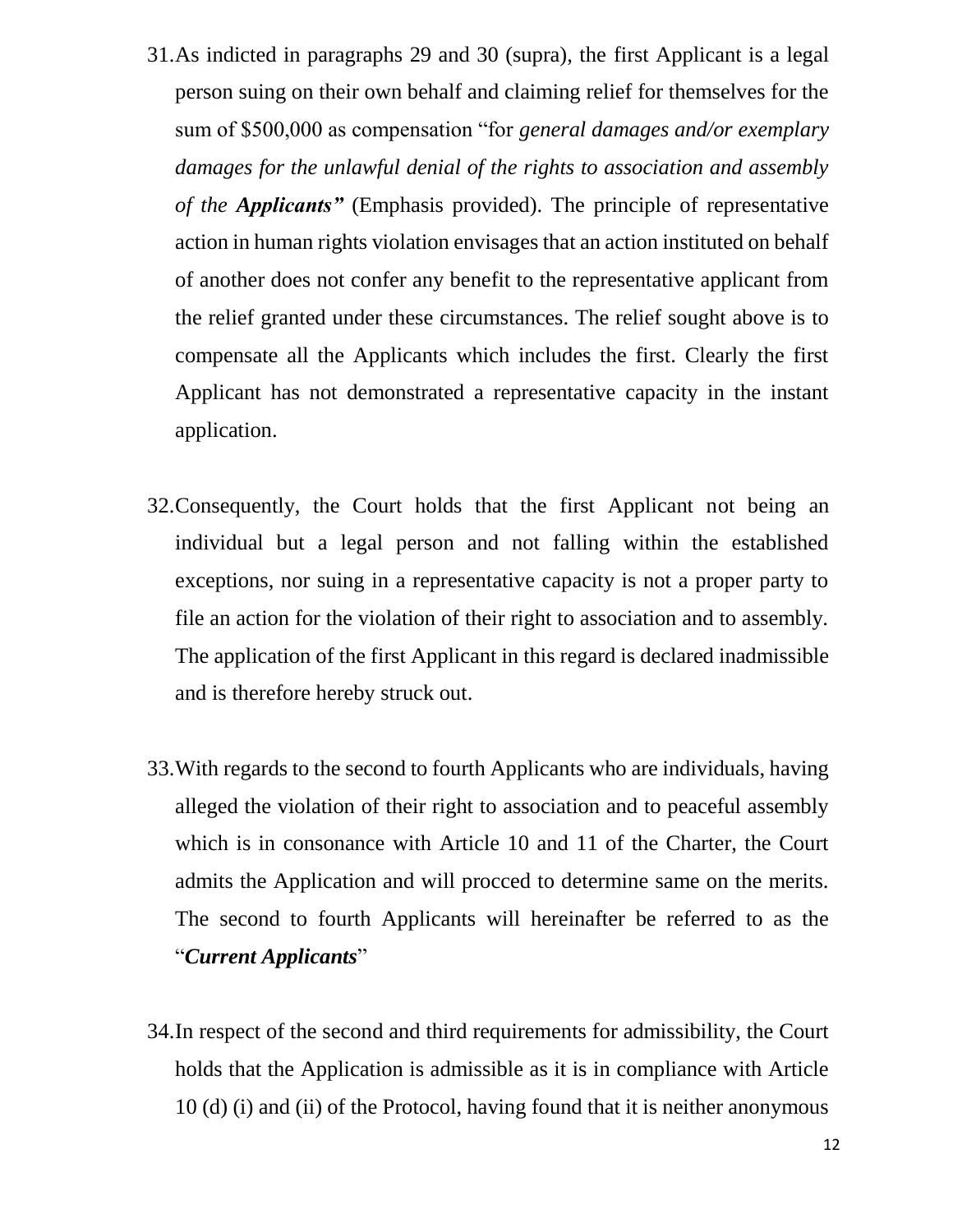31. As indicted in paragraphs 29 and 30 (supra), the first Applicant is a legal person suing on their own behalf and claiming relief for themselves for the sum of $500,000 as compensation "for *general damages and/or exemplary damages for the unlawful denial of the rights to association and assembly of the* ***Applicants"*** (Emphasis provided). The principle of representative action in human rights violation envisages that an action instituted on behalf of another does not confer any benefit to the representative applicant from the relief granted under these circumstances. The relief sought above is to compensate all the Applicants which includes the first. Clearly the first Applicant has not demonstrated a representative capacity in the instant application.

32. Consequently, the Court holds that the first Applicant not being an individual but a legal person and not falling within the established exceptions, nor suing in a representative capacity is not a proper party to file an action for the violation of their right to association and to assembly. The application of the first Applicant in this regard is declared inadmissible and is therefore hereby struck out.

33. With regards to the second to fourth Applicants who are individuals, having alleged the violation of their right to association and to peaceful assembly which is in consonance with Article 10 and 11 of the Charter, the Court admits the Application and will procced to determine same on the merits. The second to fourth Applicants will hereinafter be referred to as the "***Current Applicants***"

34. In respect of the second and third requirements for admissibility, the Court holds that the Application is admissible as it is in compliance with Article 10 (d) (i) and (ii) of the Protocol, having found that it is neither anonymous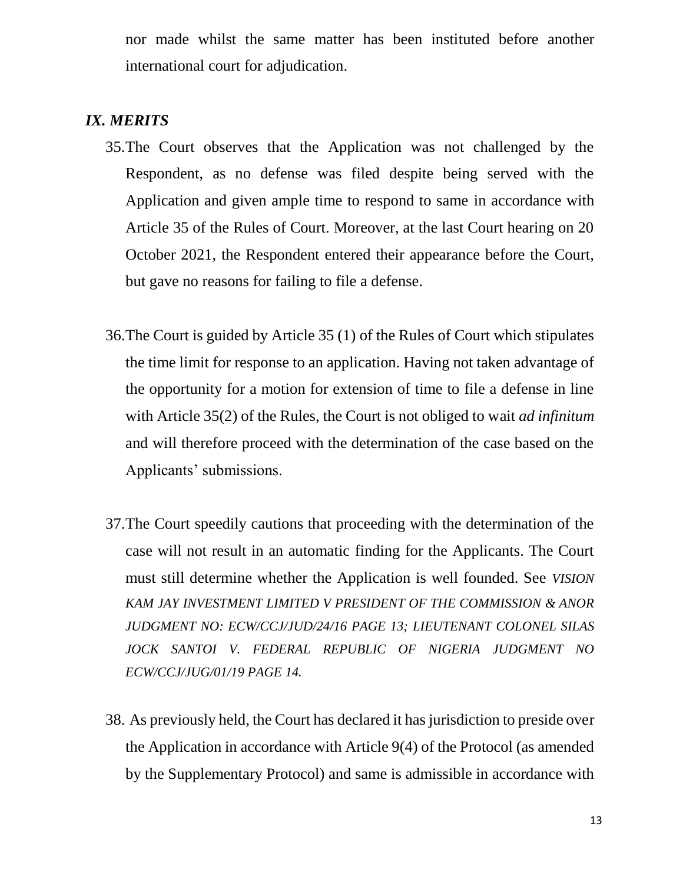nor made whilst the same matter has been instituted before another international court for adjudication.

## *IX. MERITS*

35. The Court observes that the Application was not challenged by the Respondent, as no defense was filed despite being served with the Application and given ample time to respond to same in accordance with Article 35 of the Rules of Court. Moreover, at the last Court hearing on 20 October 2021, the Respondent entered their appearance before the Court, but gave no reasons for failing to file a defense.

36. The Court is guided by Article 35 (1) of the Rules of Court which stipulates the time limit for response to an application. Having not taken advantage of the opportunity for a motion for extension of time to file a defense in line with Article 35(2) of the Rules, the Court is not obliged to wait *ad infinitum* and will therefore proceed with the determination of the case based on the Applicants' submissions.

37. The Court speedily cautions that proceeding with the determination of the case will not result in an automatic finding for the Applicants. The Court must still determine whether the Application is well founded. See *VISION KAM JAY INVESTMENT LIMITED V PRESIDENT OF THE COMMISSION & ANOR JUDGMENT NO: ECW/CCJ/JUD/24/16 PAGE 13; LIEUTENANT COLONEL SILAS JOCK SANTOI V. FEDERAL REPUBLIC OF NIGERIA JUDGMENT NO ECW/CCJ/JUG/01/19 PAGE 14.*

38. As previously held, the Court has declared it has jurisdiction to preside over the Application in accordance with Article 9(4) of the Protocol (as amended by the Supplementary Protocol) and same is admissible in accordance with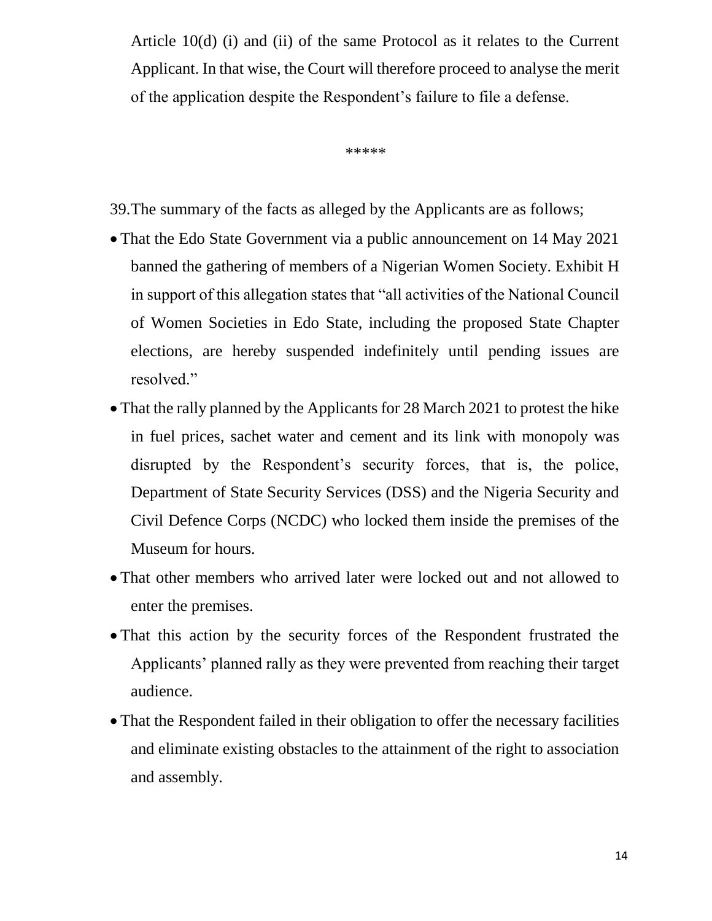Article 10(d) (i) and (ii) of the same Protocol as it relates to the Current Applicant. In that wise, the Court will therefore proceed to analyse the merit of the application despite the Respondent's failure to file a defense.

*****

39. The summary of the facts as alleged by the Applicants are as follows;

- That the Edo State Government via a public announcement on 14 May 2021 banned the gathering of members of a Nigerian Women Society. Exhibit H in support of this allegation states that "all activities of the National Council of Women Societies in Edo State, including the proposed State Chapter elections, are hereby suspended indefinitely until pending issues are resolved."
- That the rally planned by the Applicants for 28 March 2021 to protest the hike in fuel prices, sachet water and cement and its link with monopoly was disrupted by the Respondent's security forces, that is, the police, Department of State Security Services (DSS) and the Nigeria Security and Civil Defence Corps (NCDC) who locked them inside the premises of the Museum for hours.
- That other members who arrived later were locked out and not allowed to enter the premises.
- That this action by the security forces of the Respondent frustrated the Applicants' planned rally as they were prevented from reaching their target audience.
- That the Respondent failed in their obligation to offer the necessary facilities and eliminate existing obstacles to the attainment of the right to association and assembly.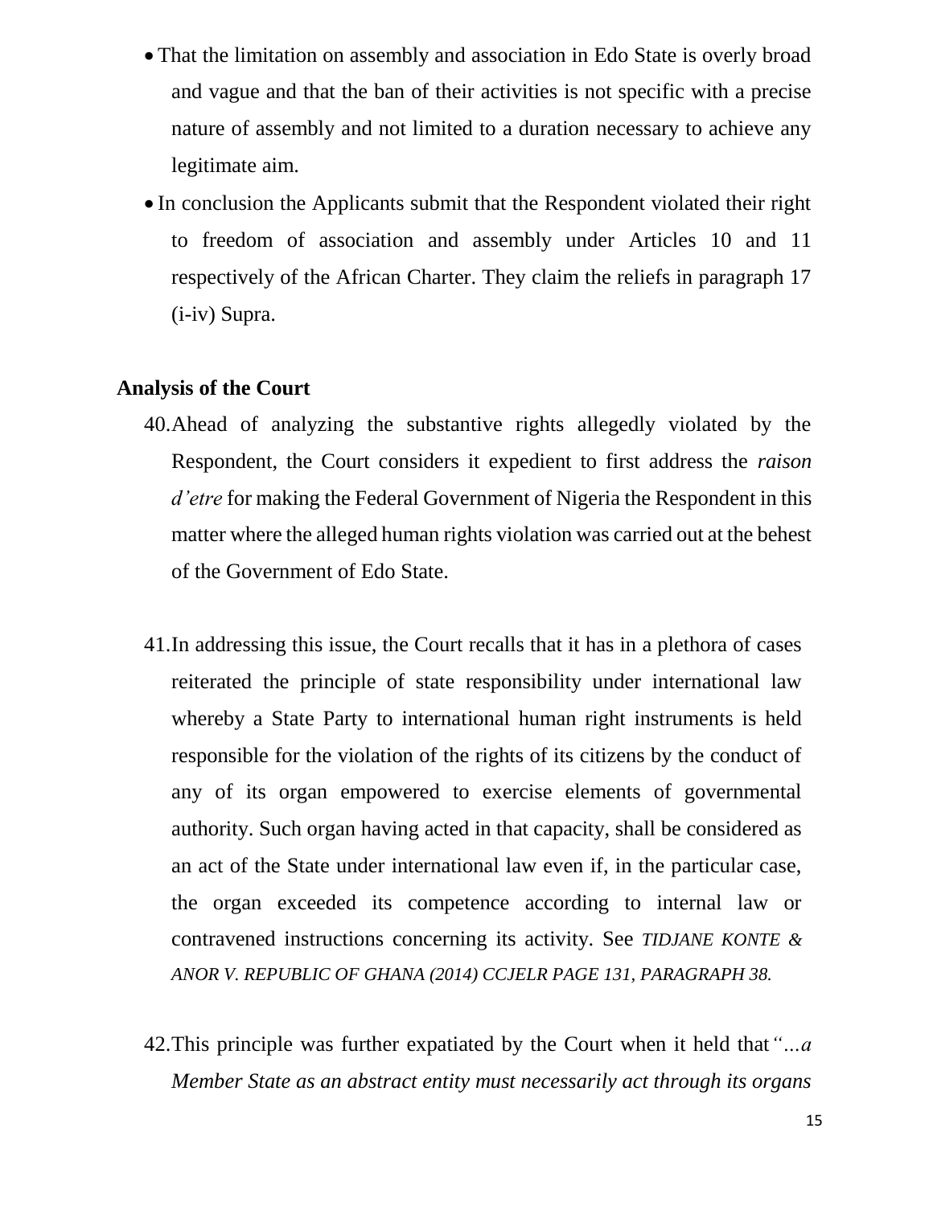- That the limitation on assembly and association in Edo State is overly broad and vague and that the ban of their activities is not specific with a precise nature of assembly and not limited to a duration necessary to achieve any legitimate aim.
- In conclusion the Applicants submit that the Respondent violated their right to freedom of association and assembly under Articles 10 and 11 respectively of the African Charter. They claim the reliefs in paragraph 17 (i-iv) Supra.

**Analysis of the Court**

40. Ahead of analyzing the substantive rights allegedly violated by the Respondent, the Court considers it expedient to first address the *raison d'etre* for making the Federal Government of Nigeria the Respondent in this matter where the alleged human rights violation was carried out at the behest of the Government of Edo State.

41. In addressing this issue, the Court recalls that it has in a plethora of cases reiterated the principle of state responsibility under international law whereby a State Party to international human right instruments is held responsible for the violation of the rights of its citizens by the conduct of any of its organ empowered to exercise elements of governmental authority. Such organ having acted in that capacity, shall be considered as an act of the State under international law even if, in the particular case, the organ exceeded its competence according to internal law or contravened instructions concerning its activity. See *TIDJANE KONTE & ANOR V. REPUBLIC OF GHANA (2014) CCJELR PAGE 131, PARAGRAPH 38.*

42. This principle was further expatiated by the Court when it held that *"...a Member State as an abstract entity must necessarily act through its organs*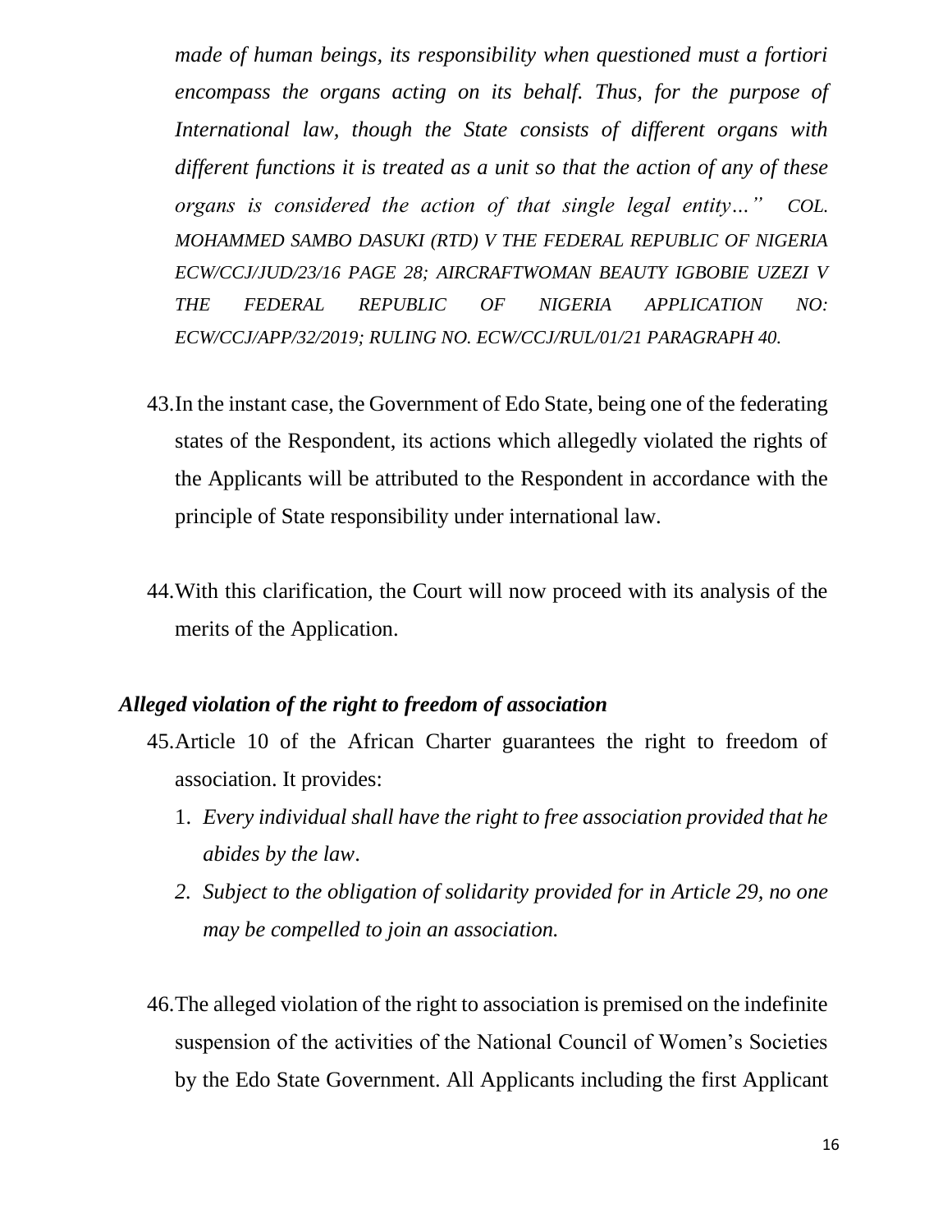*made of human beings, its responsibility when questioned must a fortiori encompass the organs acting on its behalf. Thus, for the purpose of International law, though the State consists of different organs with different functions it is treated as a unit so that the action of any of these organs is considered the action of that single legal entity…" COL. MOHAMMED SAMBO DASUKI (RTD) V THE FEDERAL REPUBLIC OF NIGERIA ECW/CCJ/JUD/23/16 PAGE 28; AIRCRAFTWOMAN BEAUTY IGBOBIE UZEZI V THE FEDERAL REPUBLIC OF NIGERIA APPLICATION NO: ECW/CCJ/APP/32/2019; RULING NO. ECW/CCJ/RUL/01/21 PARAGRAPH 40.*

43. In the instant case, the Government of Edo State, being one of the federating states of the Respondent, its actions which allegedly violated the rights of the Applicants will be attributed to the Respondent in accordance with the principle of State responsibility under international law.

44. With this clarification, the Court will now proceed with its analysis of the merits of the Application.

### *Alleged violation of the right to freedom of association*

45. Article 10 of the African Charter guarantees the right to freedom of association. It provides:

    1. *Every individual shall have the right to free association provided that he abides by the law*.
    2. *Subject to the obligation of solidarity provided for in Article 29, no one may be compelled to join an association.*

46. The alleged violation of the right to association is premised on the indefinite suspension of the activities of the National Council of Women's Societies by the Edo State Government. All Applicants including the first Applicant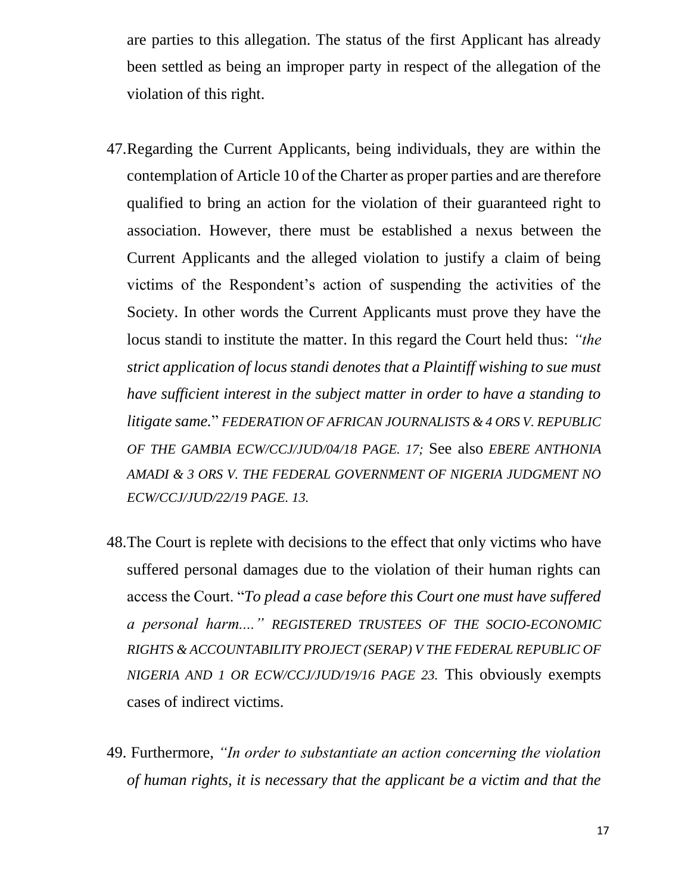are parties to this allegation. The status of the first Applicant has already been settled as being an improper party in respect of the allegation of the violation of this right.

47. Regarding the Current Applicants, being individuals, they are within the contemplation of Article 10 of the Charter as proper parties and are therefore qualified to bring an action for the violation of their guaranteed right to association. However, there must be established a nexus between the Current Applicants and the alleged violation to justify a claim of being victims of the Respondent's action of suspending the activities of the Society. In other words the Current Applicants must prove they have the locus standi to institute the matter. In this regard the Court held thus: *"the strict application of locus standi denotes that a Plaintiff wishing to sue must have sufficient interest in the subject matter in order to have a standing to litigate same.*" *FEDERATION OF AFRICAN JOURNALISTS & 4 ORS V. REPUBLIC OF THE GAMBIA ECW/CCJ/JUD/04/18 PAGE. 17;* See also *EBERE ANTHONIA AMADI & 3 ORS V. THE FEDERAL GOVERNMENT OF NIGERIA JUDGMENT NO ECW/CCJ/JUD/22/19 PAGE. 13.*

48. The Court is replete with decisions to the effect that only victims who have suffered personal damages due to the violation of their human rights can access the Court. "*To plead a case before this Court one must have suffered a personal harm...." REGISTERED TRUSTEES OF THE SOCIO-ECONOMIC RIGHTS & ACCOUNTABILITY PROJECT (SERAP) V THE FEDERAL REPUBLIC OF NIGERIA AND 1 OR ECW/CCJ/JUD/19/16 PAGE 23.* This obviously exempts cases of indirect victims.

49. Furthermore, *"In order to substantiate an action concerning the violation of human rights, it is necessary that the applicant be a victim and that the*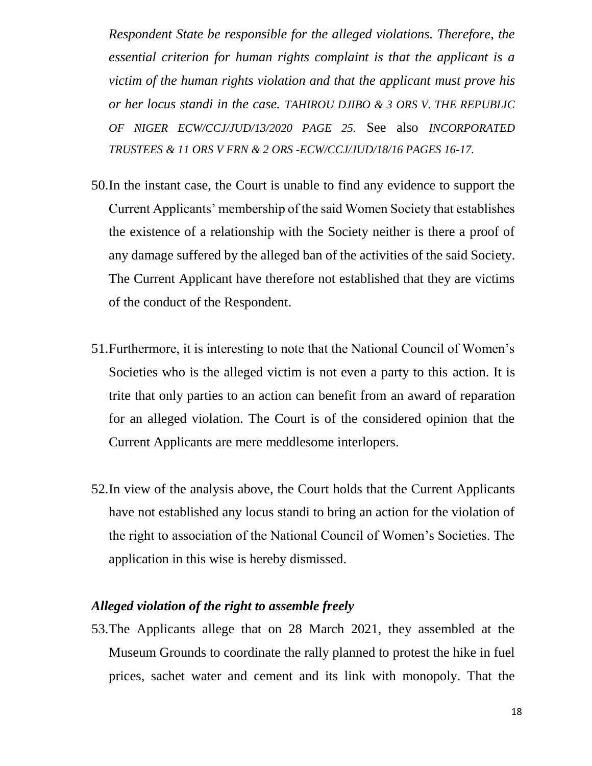*Respondent State be responsible for the alleged violations. Therefore, the essential criterion for human rights complaint is that the applicant is a victim of the human rights violation and that the applicant must prove his or her locus standi in the case. TAHIROU DJIBO & 3 ORS V. THE REPUBLIC OF NIGER ECW/CCJ/JUD/13/2020 PAGE 25.* See also *INCORPORATED TRUSTEES & 11 ORS V FRN & 2 ORS -ECW/CCJ/JUD/18/16 PAGES 16-17.*

50. In the instant case, the Court is unable to find any evidence to support the Current Applicants' membership of the said Women Society that establishes the existence of a relationship with the Society neither is there a proof of any damage suffered by the alleged ban of the activities of the said Society. The Current Applicant have therefore not established that they are victims of the conduct of the Respondent.

51. Furthermore, it is interesting to note that the National Council of Women's Societies who is the alleged victim is not even a party to this action. It is trite that only parties to an action can benefit from an award of reparation for an alleged violation. The Court is of the considered opinion that the Current Applicants are mere meddlesome interlopers.

52. In view of the analysis above, the Court holds that the Current Applicants have not established any locus standi to bring an action for the violation of the right to association of the National Council of Women's Societies. The application in this wise is hereby dismissed.

***Alleged violation of the right to assemble freely***

53. The Applicants allege that on 28 March 2021, they assembled at the Museum Grounds to coordinate the rally planned to protest the hike in fuel prices, sachet water and cement and its link with monopoly. That the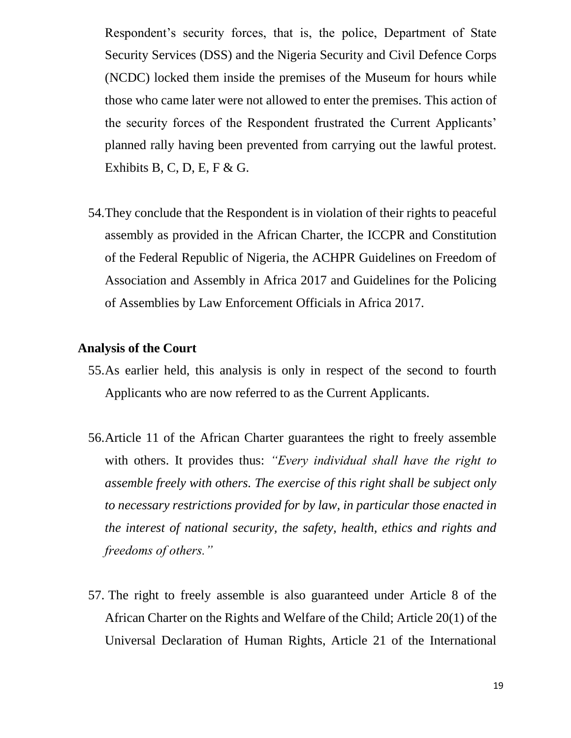Respondent's security forces, that is, the police, Department of State Security Services (DSS) and the Nigeria Security and Civil Defence Corps (NCDC) locked them inside the premises of the Museum for hours while those who came later were not allowed to enter the premises. This action of the security forces of the Respondent frustrated the Current Applicants' planned rally having been prevented from carrying out the lawful protest. Exhibits B, C, D, E, F & G.

54. They conclude that the Respondent is in violation of their rights to peaceful assembly as provided in the African Charter, the ICCPR and Constitution of the Federal Republic of Nigeria, the ACHPR Guidelines on Freedom of Association and Assembly in Africa 2017 and Guidelines for the Policing of Assemblies by Law Enforcement Officials in Africa 2017.

**Analysis of the Court**

55. As earlier held, this analysis is only in respect of the second to fourth Applicants who are now referred to as the Current Applicants.

56. Article 11 of the African Charter guarantees the right to freely assemble with others. It provides thus: *"Every individual shall have the right to assemble freely with others. The exercise of this right shall be subject only to necessary restrictions provided for by law, in particular those enacted in the interest of national security, the safety, health, ethics and rights and freedoms of others."*

57. The right to freely assemble is also guaranteed under Article 8 of the African Charter on the Rights and Welfare of the Child; Article 20(1) of the Universal Declaration of Human Rights, Article 21 of the International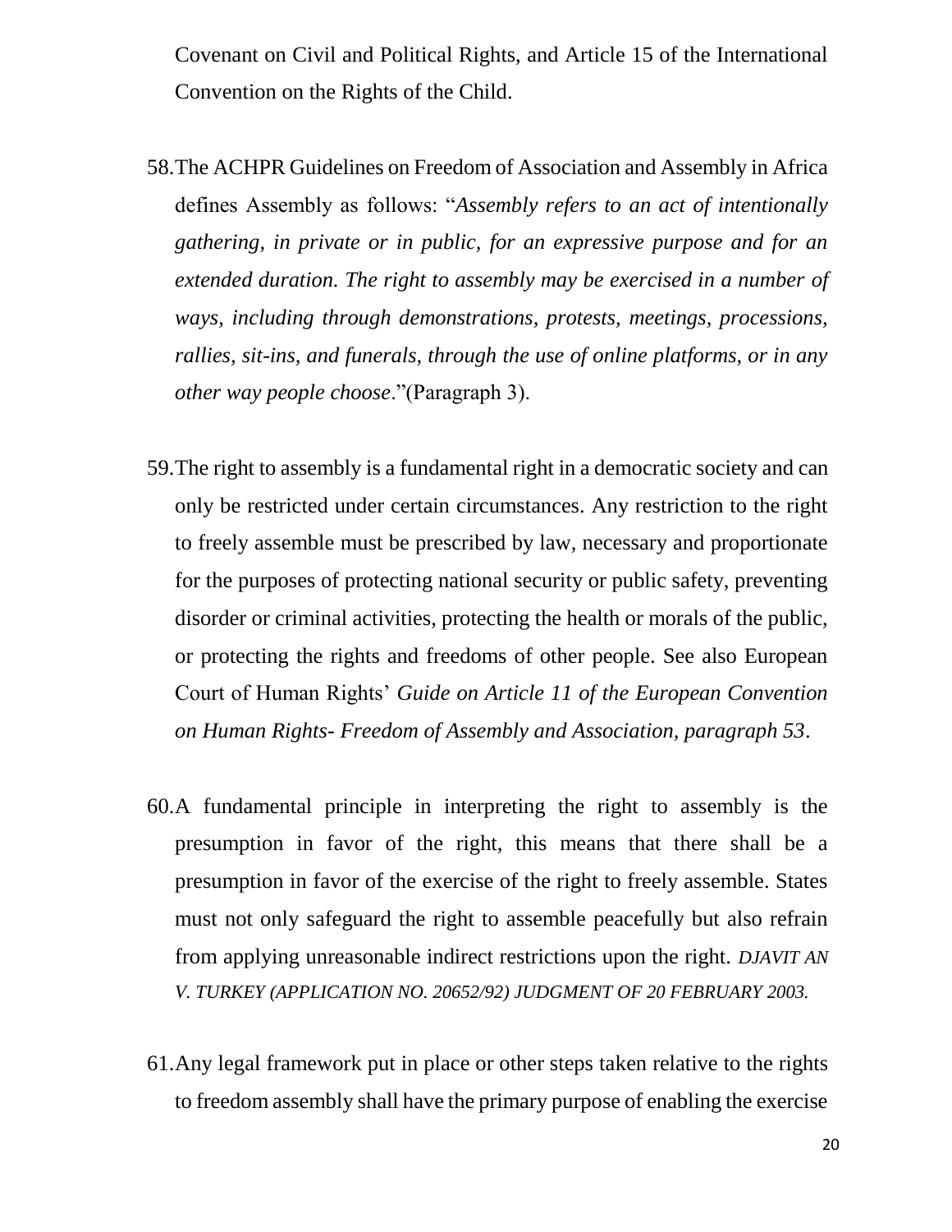Covenant on Civil and Political Rights, and Article 15 of the International Convention on the Rights of the Child.

58. The ACHPR Guidelines on Freedom of Association and Assembly in Africa defines Assembly as follows: "*Assembly refers to an act of intentionally gathering, in private or in public, for an expressive purpose and for an extended duration. The right to assembly may be exercised in a number of ways, including through demonstrations, protests, meetings, processions, rallies, sit-ins, and funerals, through the use of online platforms, or in any other way people choose*."(Paragraph 3).

59. The right to assembly is a fundamental right in a democratic society and can only be restricted under certain circumstances. Any restriction to the right to freely assemble must be prescribed by law, necessary and proportionate for the purposes of protecting national security or public safety, preventing disorder or criminal activities, protecting the health or morals of the public, or protecting the rights and freedoms of other people. See also European Court of Human Rights' *Guide on Article 11 of the European Convention on Human Rights- Freedom of Assembly and Association, paragraph 53*.

60. A fundamental principle in interpreting the right to assembly is the presumption in favor of the right, this means that there shall be a presumption in favor of the exercise of the right to freely assemble. States must not only safeguard the right to assemble peacefully but also refrain from applying unreasonable indirect restrictions upon the right. *DJAVIT AN V. TURKEY (APPLICATION NO. 20652/92) JUDGMENT OF 20 FEBRUARY 2003.*

61. Any legal framework put in place or other steps taken relative to the rights to freedom assembly shall have the primary purpose of enabling the exercise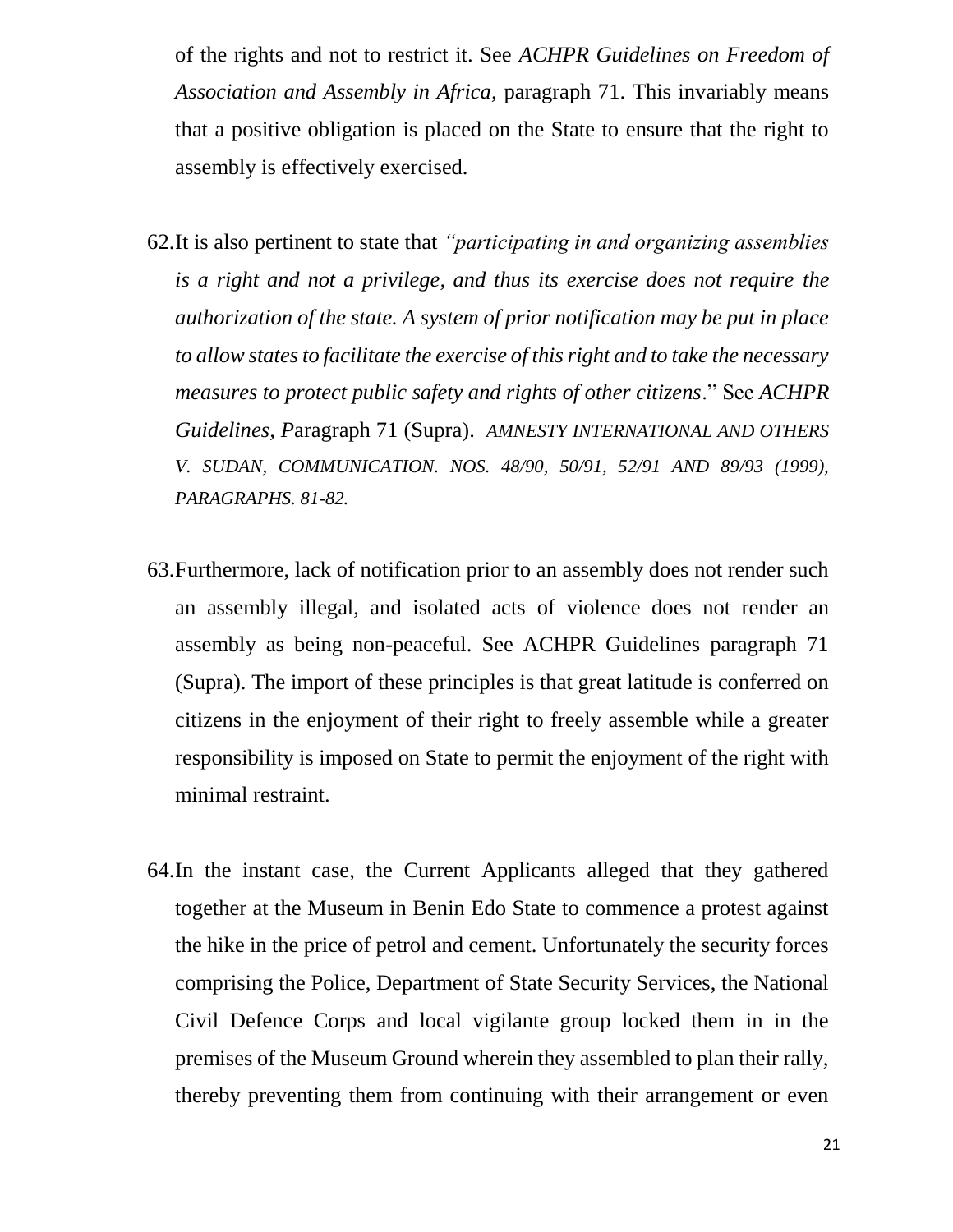of the rights and not to restrict it. See *ACHPR Guidelines on Freedom of Association and Assembly in Africa,* paragraph 71. This invariably means that a positive obligation is placed on the State to ensure that the right to assembly is effectively exercised.

62. It is also pertinent to state that *"participating in and organizing assemblies is a right and not a privilege, and thus its exercise does not require the authorization of the state. A system of prior notification may be put in place to allow states to facilitate the exercise of this right and to take the necessary measures to protect public safety and rights of other citizens*." See *ACHPR Guidelines, P*aragraph 71 (Supra). *AMNESTY INTERNATIONAL AND OTHERS V. SUDAN, COMMUNICATION. NOS. 48/90, 50/91, 52/91 AND 89/93 (1999), PARAGRAPHS. 81-82.*

63. Furthermore, lack of notification prior to an assembly does not render such an assembly illegal, and isolated acts of violence does not render an assembly as being non-peaceful. See ACHPR Guidelines paragraph 71 (Supra). The import of these principles is that great latitude is conferred on citizens in the enjoyment of their right to freely assemble while a greater responsibility is imposed on State to permit the enjoyment of the right with minimal restraint.

64. In the instant case, the Current Applicants alleged that they gathered together at the Museum in Benin Edo State to commence a protest against the hike in the price of petrol and cement. Unfortunately the security forces comprising the Police, Department of State Security Services, the National Civil Defence Corps and local vigilante group locked them in in the premises of the Museum Ground wherein they assembled to plan their rally, thereby preventing them from continuing with their arrangement or even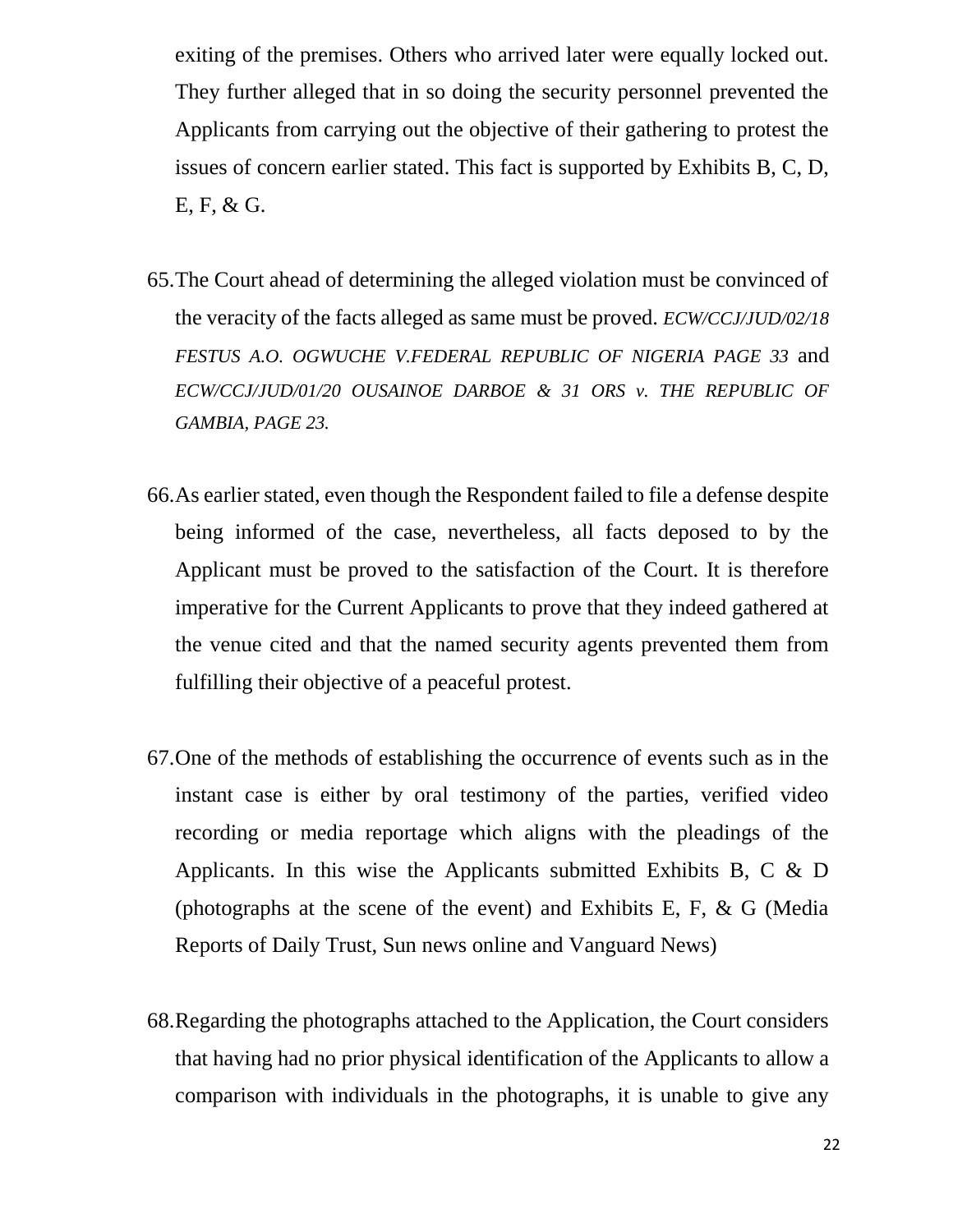exiting of the premises. Others who arrived later were equally locked out. They further alleged that in so doing the security personnel prevented the Applicants from carrying out the objective of their gathering to protest the issues of concern earlier stated. This fact is supported by Exhibits B, C, D, E, F, & G.

65. The Court ahead of determining the alleged violation must be convinced of the veracity of the facts alleged as same must be proved. *ECW/CCJ/JUD/02/18 FESTUS A.O. OGWUCHE V.FEDERAL REPUBLIC OF NIGERIA PAGE 33* and *ECW/CCJ/JUD/01/20 OUSAINOE DARBOE & 31 ORS v. THE REPUBLIC OF GAMBIA, PAGE 23.*

66. As earlier stated, even though the Respondent failed to file a defense despite being informed of the case, nevertheless, all facts deposed to by the Applicant must be proved to the satisfaction of the Court. It is therefore imperative for the Current Applicants to prove that they indeed gathered at the venue cited and that the named security agents prevented them from fulfilling their objective of a peaceful protest.

67. One of the methods of establishing the occurrence of events such as in the instant case is either by oral testimony of the parties, verified video recording or media reportage which aligns with the pleadings of the Applicants. In this wise the Applicants submitted Exhibits B, C & D (photographs at the scene of the event) and Exhibits E, F, & G (Media Reports of Daily Trust, Sun news online and Vanguard News)

68. Regarding the photographs attached to the Application, the Court considers that having had no prior physical identification of the Applicants to allow a comparison with individuals in the photographs, it is unable to give any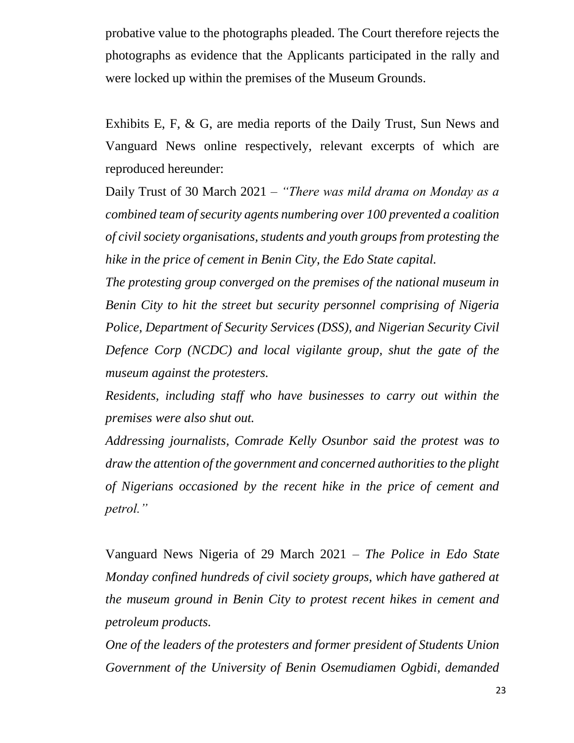probative value to the photographs pleaded. The Court therefore rejects the photographs as evidence that the Applicants participated in the rally and were locked up within the premises of the Museum Grounds.

Exhibits E, F, & G, are media reports of the Daily Trust, Sun News and Vanguard News online respectively, relevant excerpts of which are reproduced hereunder:

Daily Trust of 30 March 2021 – *"There was mild drama on Monday as a combined team of security agents numbering over 100 prevented a coalition of civil society organisations, students and youth groups from protesting the hike in the price of cement in Benin City, the Edo State capital.*

*The protesting group converged on the premises of the national museum in Benin City to hit the street but security personnel comprising of Nigeria Police, Department of Security Services (DSS), and Nigerian Security Civil Defence Corp (NCDC) and local vigilante group, shut the gate of the museum against the protesters.*

*Residents, including staff who have businesses to carry out within the premises were also shut out.*

*Addressing journalists, Comrade Kelly Osunbor said the protest was to draw the attention of the government and concerned authorities to the plight of Nigerians occasioned by the recent hike in the price of cement and petrol."*

Vanguard News Nigeria of 29 March 2021 – *The Police in Edo State Monday confined hundreds of civil society groups, which have gathered at the museum ground in Benin City to protest recent hikes in cement and petroleum products.*

*One of the leaders of the protesters and former president of Students Union Government of the University of Benin Osemudiamen Ogbidi, demanded*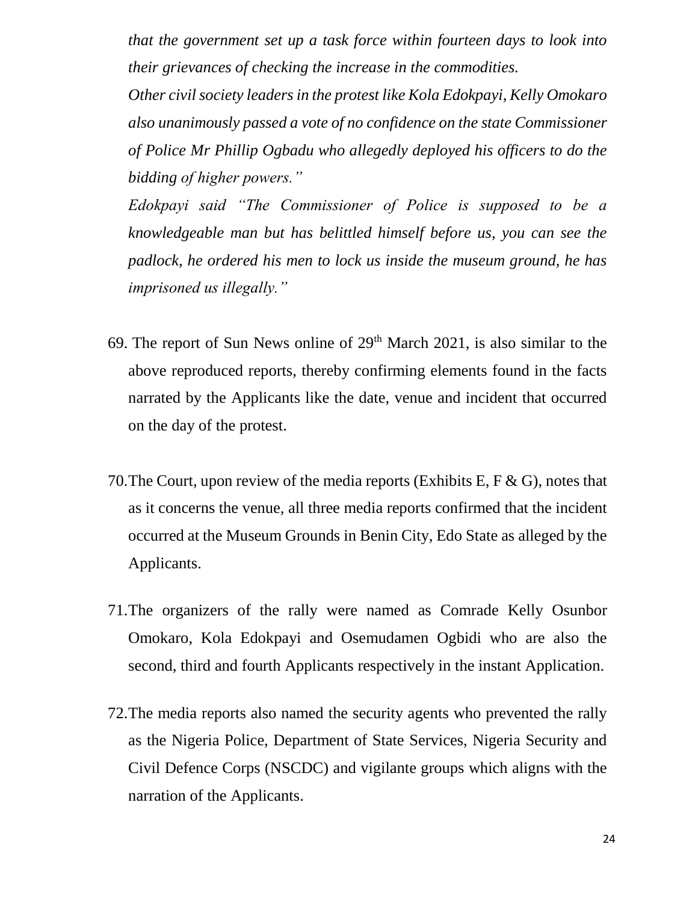*that the government set up a task force within fourteen days to look into their grievances of checking the increase in the commodities.*

*Other civil society leaders in the protest like Kola Edokpayi, Kelly Omokaro also unanimously passed a vote of no confidence on the state Commissioner of Police Mr Phillip Ogbadu who allegedly deployed his officers to do the bidding of higher powers."*

*Edokpayi said "The Commissioner of Police is supposed to be a knowledgeable man but has belittled himself before us, you can see the padlock, he ordered his men to lock us inside the museum ground, he has imprisoned us illegally."*

69. The report of Sun News online of 29th March 2021, is also similar to the above reproduced reports, thereby confirming elements found in the facts narrated by the Applicants like the date, venue and incident that occurred on the day of the protest.

70. The Court, upon review of the media reports (Exhibits E, F & G), notes that as it concerns the venue, all three media reports confirmed that the incident occurred at the Museum Grounds in Benin City, Edo State as alleged by the Applicants.

71. The organizers of the rally were named as Comrade Kelly Osunbor Omokaro, Kola Edokpayi and Osemudamen Ogbidi who are also the second, third and fourth Applicants respectively in the instant Application.

72. The media reports also named the security agents who prevented the rally as the Nigeria Police, Department of State Services, Nigeria Security and Civil Defence Corps (NSCDC) and vigilante groups which aligns with the narration of the Applicants.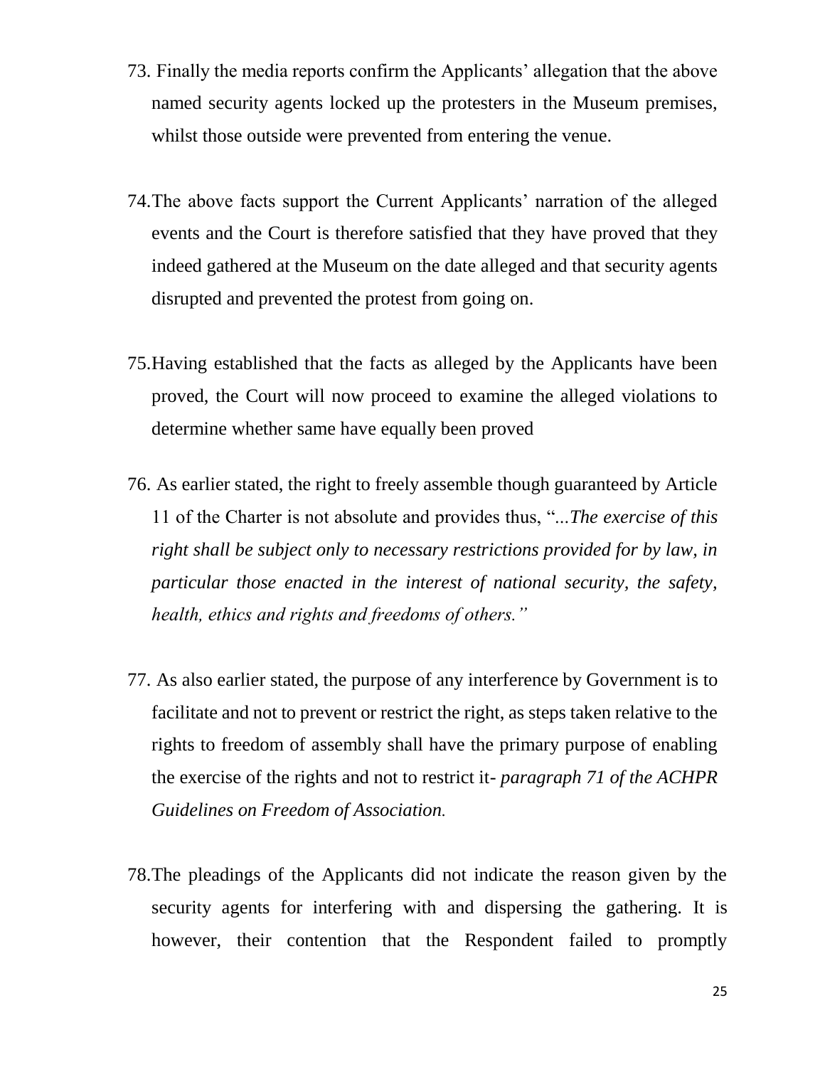73. Finally the media reports confirm the Applicants' allegation that the above named security agents locked up the protesters in the Museum premises, whilst those outside were prevented from entering the venue.

74. The above facts support the Current Applicants' narration of the alleged events and the Court is therefore satisfied that they have proved that they indeed gathered at the Museum on the date alleged and that security agents disrupted and prevented the protest from going on.

75. Having established that the facts as alleged by the Applicants have been proved, the Court will now proceed to examine the alleged violations to determine whether same have equally been proved

76. As earlier stated, the right to freely assemble though guaranteed by Article 11 of the Charter is not absolute and provides thus, "*...The exercise of this right shall be subject only to necessary restrictions provided for by law, in particular those enacted in the interest of national security, the safety, health, ethics and rights and freedoms of others.*"

77. As also earlier stated, the purpose of any interference by Government is to facilitate and not to prevent or restrict the right, as steps taken relative to the rights to freedom of assembly shall have the primary purpose of enabling the exercise of the rights and not to restrict it- *paragraph 71 of the ACHPR Guidelines on Freedom of Association.*

78. The pleadings of the Applicants did not indicate the reason given by the security agents for interfering with and dispersing the gathering. It is however, their contention that the Respondent failed to promptly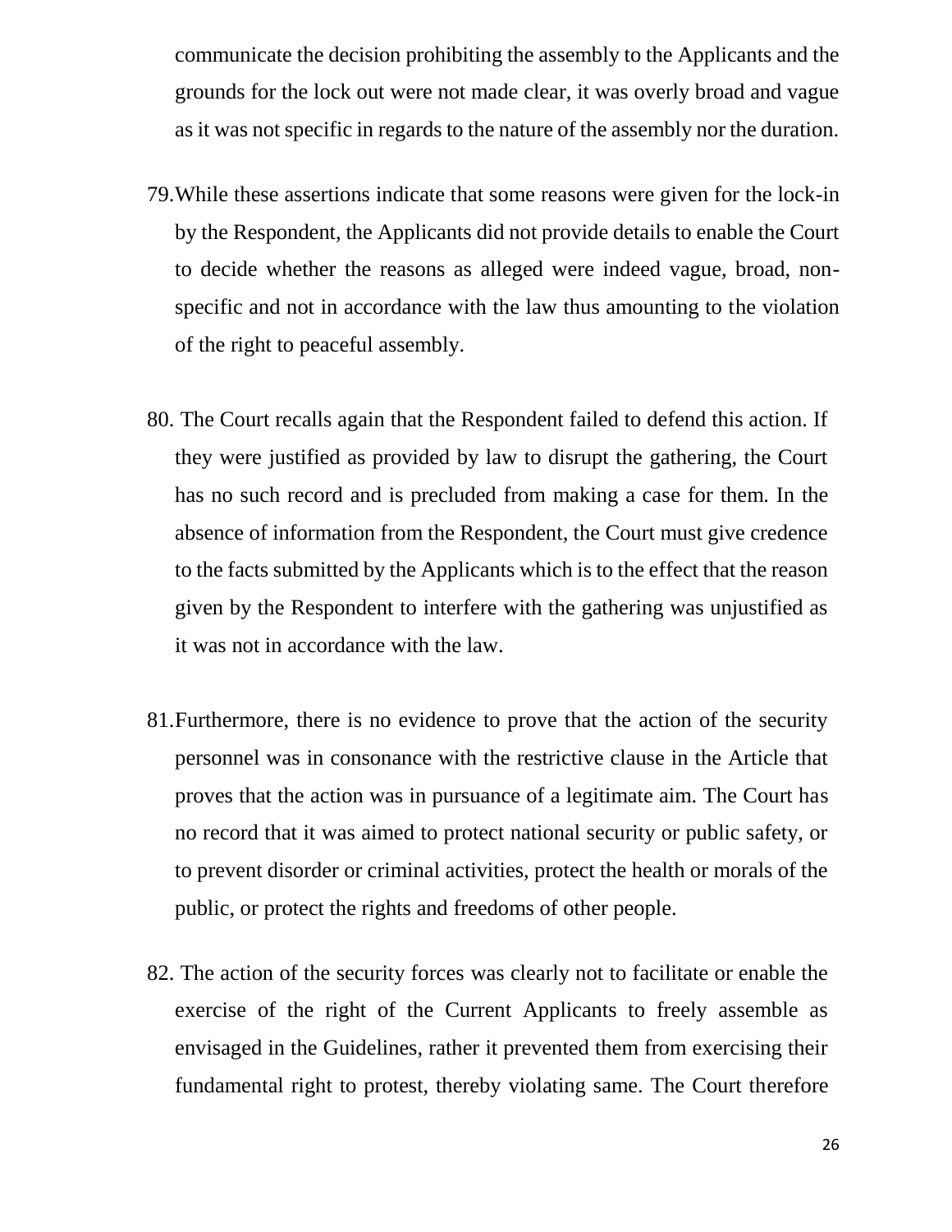communicate the decision prohibiting the assembly to the Applicants and the grounds for the lock out were not made clear, it was overly broad and vague as it was not specific in regards to the nature of the assembly nor the duration.

79. While these assertions indicate that some reasons were given for the lock-in by the Respondent, the Applicants did not provide details to enable the Court to decide whether the reasons as alleged were indeed vague, broad, non-specific and not in accordance with the law thus amounting to the violation of the right to peaceful assembly.

80. The Court recalls again that the Respondent failed to defend this action. If they were justified as provided by law to disrupt the gathering, the Court has no such record and is precluded from making a case for them. In the absence of information from the Respondent, the Court must give credence to the facts submitted by the Applicants which is to the effect that the reason given by the Respondent to interfere with the gathering was unjustified as it was not in accordance with the law.

81. Furthermore, there is no evidence to prove that the action of the security personnel was in consonance with the restrictive clause in the Article that proves that the action was in pursuance of a legitimate aim. The Court has no record that it was aimed to protect national security or public safety, or to prevent disorder or criminal activities, protect the health or morals of the public, or protect the rights and freedoms of other people.

82. The action of the security forces was clearly not to facilitate or enable the exercise of the right of the Current Applicants to freely assemble as envisaged in the Guidelines, rather it prevented them from exercising their fundamental right to protest, thereby violating same. The Court therefore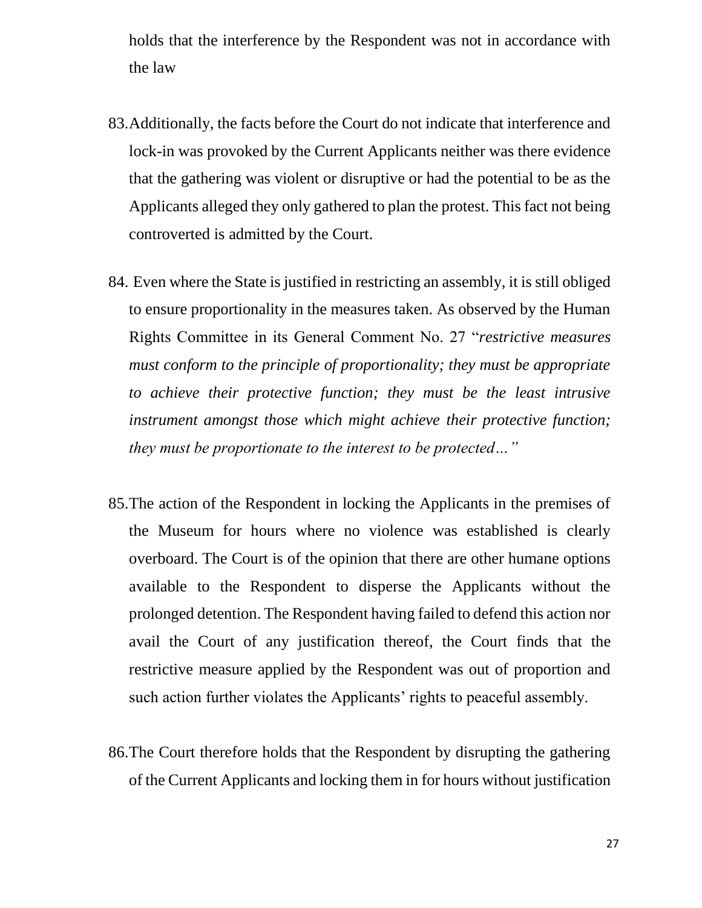holds that the interference by the Respondent was not in accordance with the law

83. Additionally, the facts before the Court do not indicate that interference and lock-in was provoked by the Current Applicants neither was there evidence that the gathering was violent or disruptive or had the potential to be as the Applicants alleged they only gathered to plan the protest. This fact not being controverted is admitted by the Court.

84. Even where the State is justified in restricting an assembly, it is still obliged to ensure proportionality in the measures taken. As observed by the Human Rights Committee in its General Comment No. 27 "*restrictive measures must conform to the principle of proportionality; they must be appropriate to achieve their protective function; they must be the least intrusive instrument amongst those which might achieve their protective function; they must be proportionate to the interest to be protected…*"

85. The action of the Respondent in locking the Applicants in the premises of the Museum for hours where no violence was established is clearly overboard. The Court is of the opinion that there are other humane options available to the Respondent to disperse the Applicants without the prolonged detention. The Respondent having failed to defend this action nor avail the Court of any justification thereof, the Court finds that the restrictive measure applied by the Respondent was out of proportion and such action further violates the Applicants' rights to peaceful assembly.

86. The Court therefore holds that the Respondent by disrupting the gathering of the Current Applicants and locking them in for hours without justification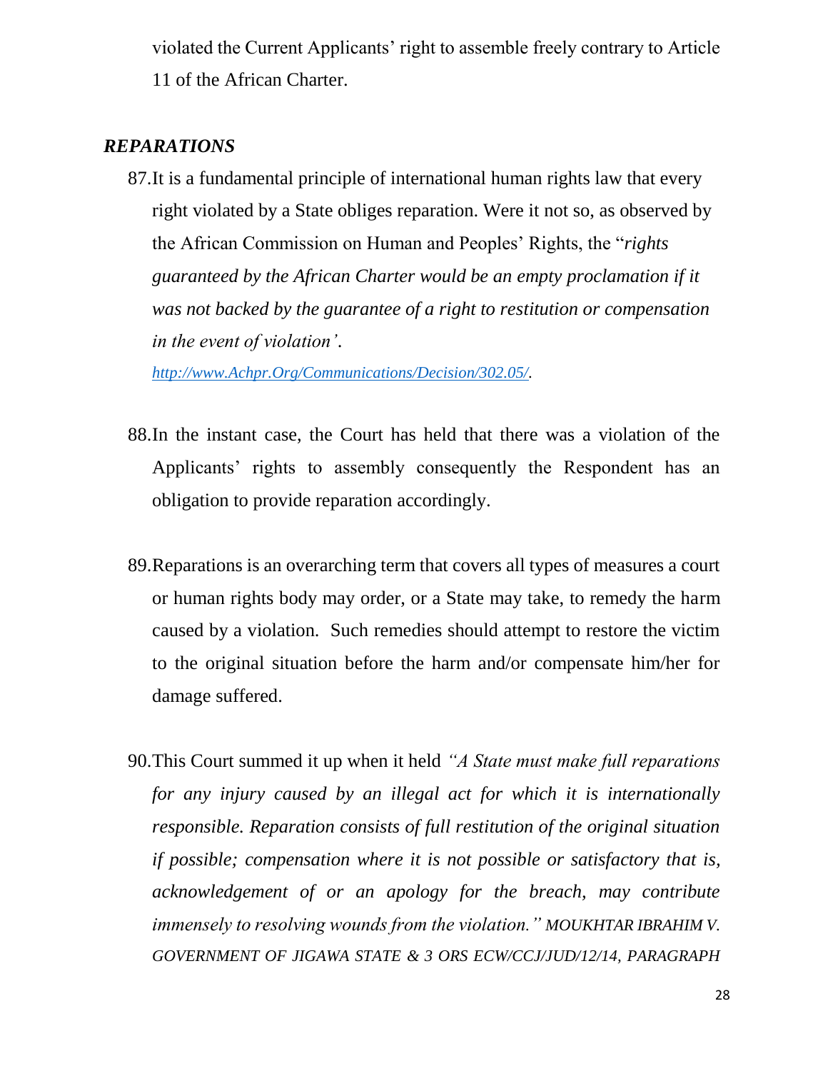violated the Current Applicants' right to assemble freely contrary to Article 11 of the African Charter.

### *REPARATIONS*

87. It is a fundamental principle of international human rights law that every right violated by a State obliges reparation. Were it not so, as observed by the African Commission on Human and Peoples' Rights, the "*rights guaranteed by the African Charter would be an empty proclamation if it was not backed by the guarantee of a right to restitution or compensation in the event of violation'*. *http://www.Achpr.Org/Communications/Decision/302.05/.*

88. In the instant case, the Court has held that there was a violation of the Applicants' rights to assembly consequently the Respondent has an obligation to provide reparation accordingly.

89. Reparations is an overarching term that covers all types of measures a court or human rights body may order, or a State may take, to remedy the harm caused by a violation. Such remedies should attempt to restore the victim to the original situation before the harm and/or compensate him/her for damage suffered.

90. This Court summed it up when it held *"A State must make full reparations for any injury caused by an illegal act for which it is internationally responsible. Reparation consists of full restitution of the original situation if possible; compensation where it is not possible or satisfactory that is, acknowledgement of or an apology for the breach, may contribute immensely to resolving wounds from the violation." MOUKHTAR IBRAHIM V. GOVERNMENT OF JIGAWA STATE & 3 ORS ECW/CCJ/JUD/12/14, PARAGRAPH*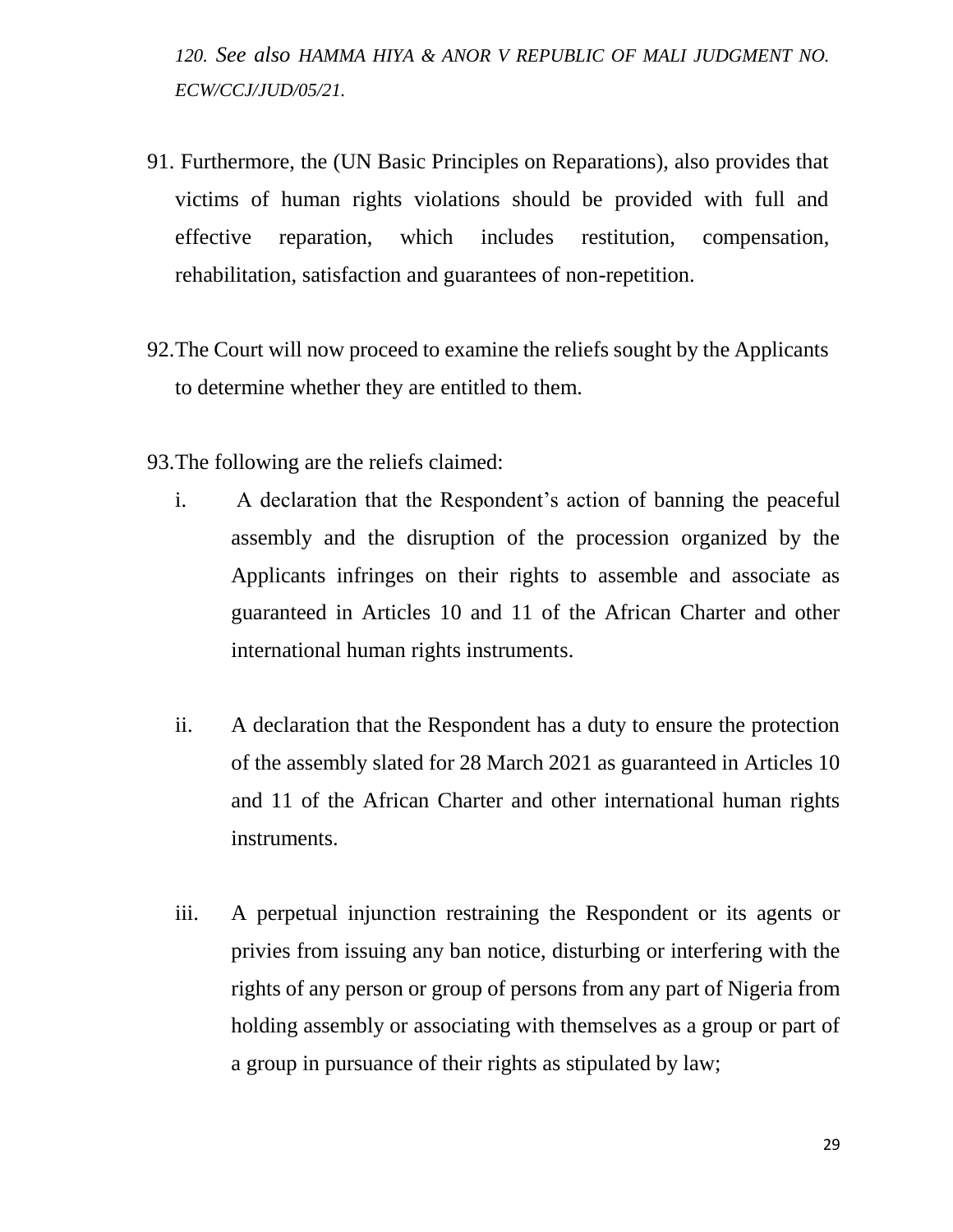*120. See also HAMMA HIYA & ANOR V REPUBLIC OF MALI JUDGMENT NO. ECW/CCJ/JUD/05/21.*

91. Furthermore, the (UN Basic Principles on Reparations), also provides that victims of human rights violations should be provided with full and effective reparation, which includes restitution, compensation, rehabilitation, satisfaction and guarantees of non-repetition.

92. The Court will now proceed to examine the reliefs sought by the Applicants to determine whether they are entitled to them.

93. The following are the reliefs claimed:

   i. A declaration that the Respondent's action of banning the peaceful assembly and the disruption of the procession organized by the Applicants infringes on their rights to assemble and associate as guaranteed in Articles 10 and 11 of the African Charter and other international human rights instruments.

   ii. A declaration that the Respondent has a duty to ensure the protection of the assembly slated for 28 March 2021 as guaranteed in Articles 10 and 11 of the African Charter and other international human rights instruments.

   iii. A perpetual injunction restraining the Respondent or its agents or privies from issuing any ban notice, disturbing or interfering with the rights of any person or group of persons from any part of Nigeria from holding assembly or associating with themselves as a group or part of a group in pursuance of their rights as stipulated by law;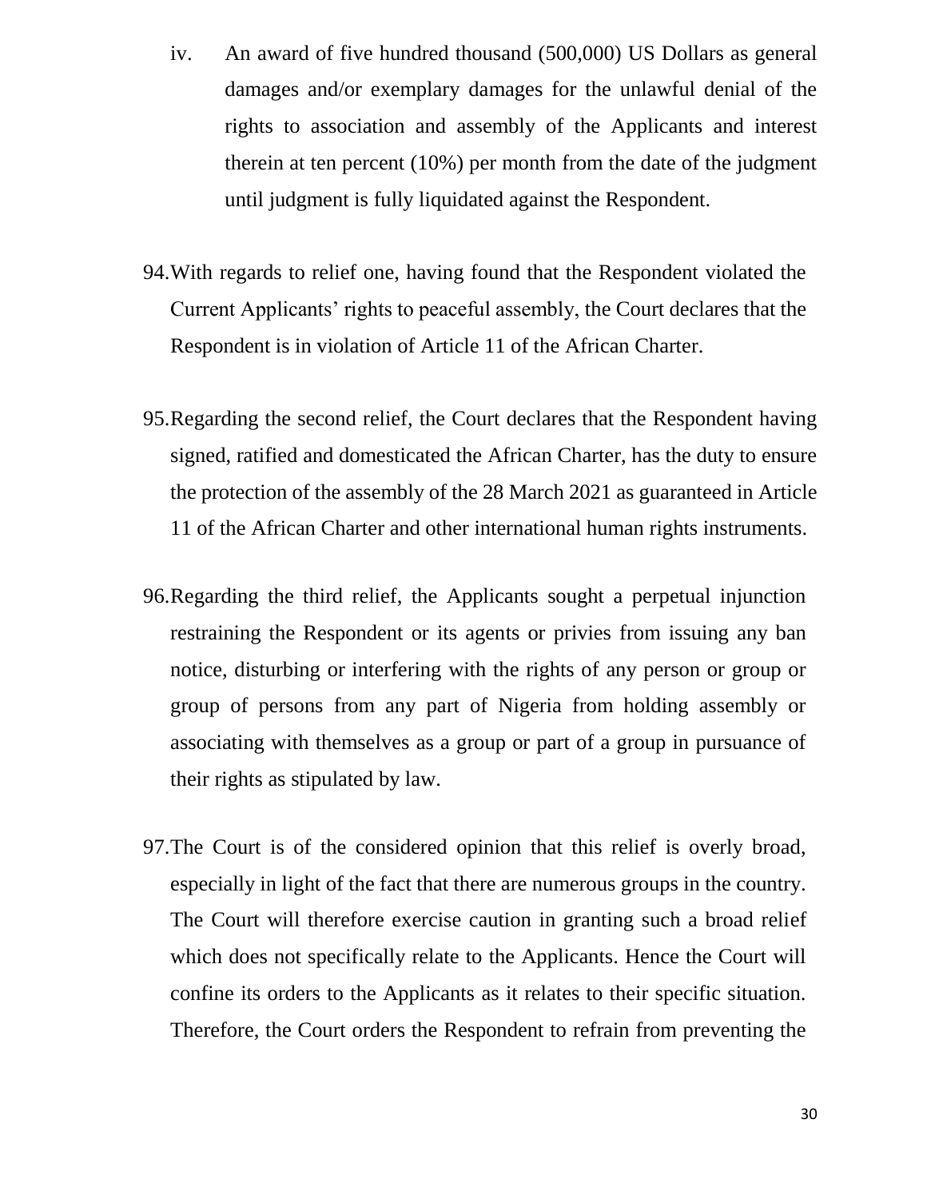iv. An award of five hundred thousand (500,000) US Dollars as general damages and/or exemplary damages for the unlawful denial of the rights to association and assembly of the Applicants and interest therein at ten percent (10%) per month from the date of the judgment until judgment is fully liquidated against the Respondent.

94. With regards to relief one, having found that the Respondent violated the Current Applicants' rights to peaceful assembly, the Court declares that the Respondent is in violation of Article 11 of the African Charter.

95. Regarding the second relief, the Court declares that the Respondent having signed, ratified and domesticated the African Charter, has the duty to ensure the protection of the assembly of the 28 March 2021 as guaranteed in Article 11 of the African Charter and other international human rights instruments.

96. Regarding the third relief, the Applicants sought a perpetual injunction restraining the Respondent or its agents or privies from issuing any ban notice, disturbing or interfering with the rights of any person or group or group of persons from any part of Nigeria from holding assembly or associating with themselves as a group or part of a group in pursuance of their rights as stipulated by law.

97. The Court is of the considered opinion that this relief is overly broad, especially in light of the fact that there are numerous groups in the country. The Court will therefore exercise caution in granting such a broad relief which does not specifically relate to the Applicants. Hence the Court will confine its orders to the Applicants as it relates to their specific situation. Therefore, the Court orders the Respondent to refrain from preventing the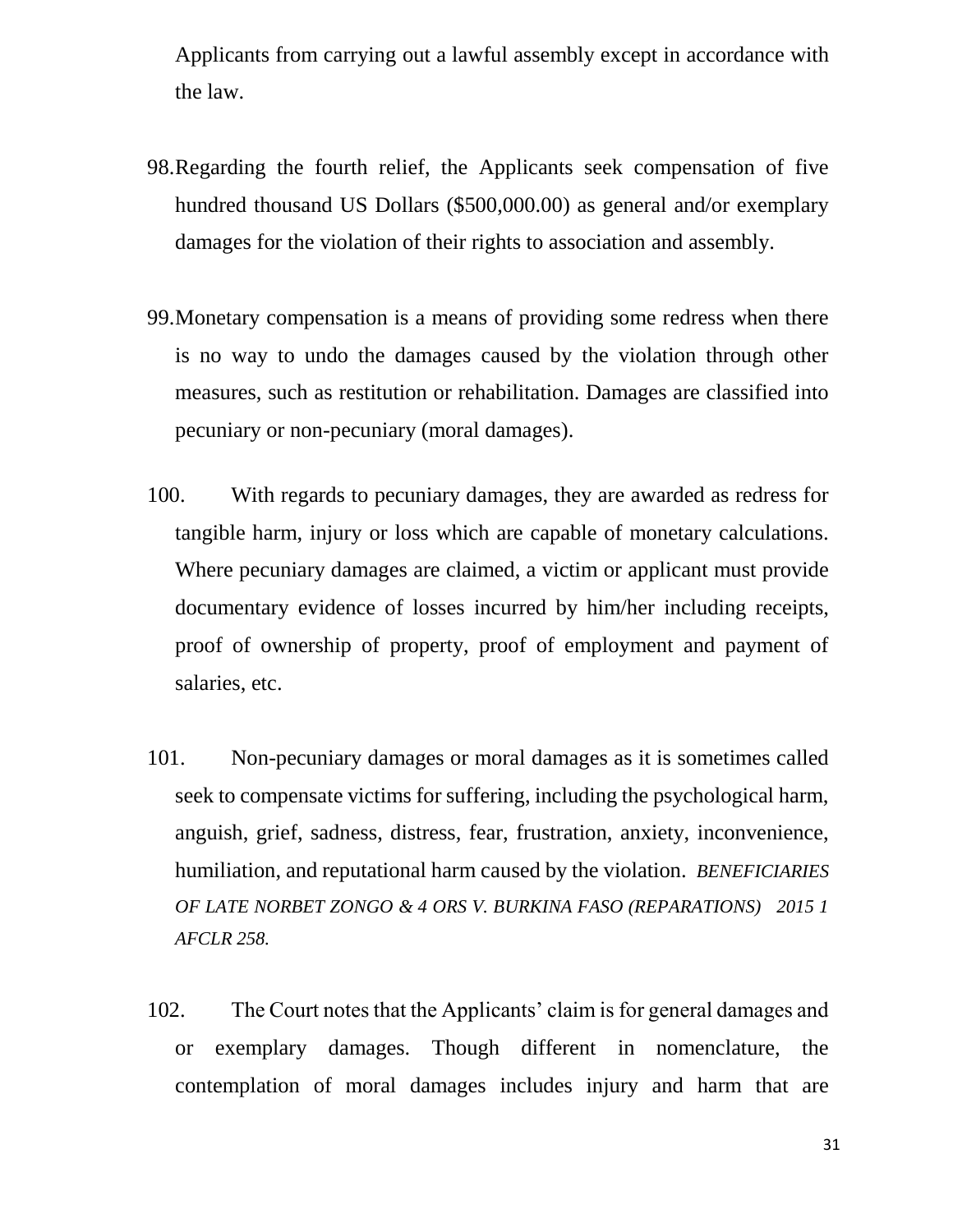Applicants from carrying out a lawful assembly except in accordance with the law.

98. Regarding the fourth relief, the Applicants seek compensation of five hundred thousand US Dollars ($500,000.00) as general and/or exemplary damages for the violation of their rights to association and assembly.

99. Monetary compensation is a means of providing some redress when there is no way to undo the damages caused by the violation through other measures, such as restitution or rehabilitation. Damages are classified into pecuniary or non-pecuniary (moral damages).

100. With regards to pecuniary damages, they are awarded as redress for tangible harm, injury or loss which are capable of monetary calculations. Where pecuniary damages are claimed, a victim or applicant must provide documentary evidence of losses incurred by him/her including receipts, proof of ownership of property, proof of employment and payment of salaries, etc.

101. Non-pecuniary damages or moral damages as it is sometimes called seek to compensate victims for suffering, including the psychological harm, anguish, grief, sadness, distress, fear, frustration, anxiety, inconvenience, humiliation, and reputational harm caused by the violation. *BENEFICIARIES OF LATE NORBET ZONGO & 4 ORS V. BURKINA FASO (REPARATIONS) 2015 1 AFCLR 258.*

102. The Court notes that the Applicants' claim is for general damages and or exemplary damages. Though different in nomenclature, the contemplation of moral damages includes injury and harm that are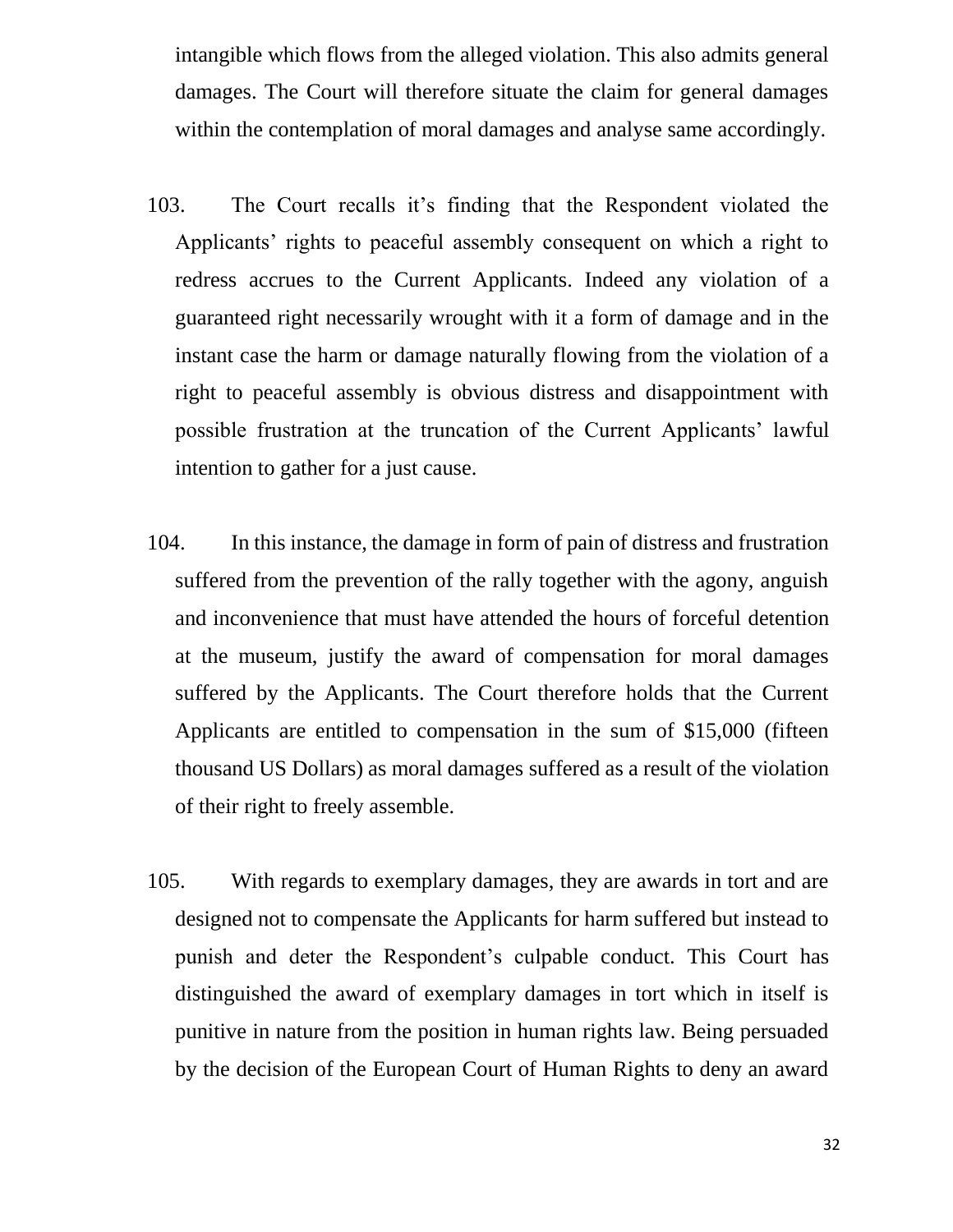intangible which flows from the alleged violation. This also admits general damages. The Court will therefore situate the claim for general damages within the contemplation of moral damages and analyse same accordingly.

103. The Court recalls it's finding that the Respondent violated the Applicants' rights to peaceful assembly consequent on which a right to redress accrues to the Current Applicants. Indeed any violation of a guaranteed right necessarily wrought with it a form of damage and in the instant case the harm or damage naturally flowing from the violation of a right to peaceful assembly is obvious distress and disappointment with possible frustration at the truncation of the Current Applicants' lawful intention to gather for a just cause.

104. In this instance, the damage in form of pain of distress and frustration suffered from the prevention of the rally together with the agony, anguish and inconvenience that must have attended the hours of forceful detention at the museum, justify the award of compensation for moral damages suffered by the Applicants. The Court therefore holds that the Current Applicants are entitled to compensation in the sum of $15,000 (fifteen thousand US Dollars) as moral damages suffered as a result of the violation of their right to freely assemble.

105. With regards to exemplary damages, they are awards in tort and are designed not to compensate the Applicants for harm suffered but instead to punish and deter the Respondent's culpable conduct. This Court has distinguished the award of exemplary damages in tort which in itself is punitive in nature from the position in human rights law. Being persuaded by the decision of the European Court of Human Rights to deny an award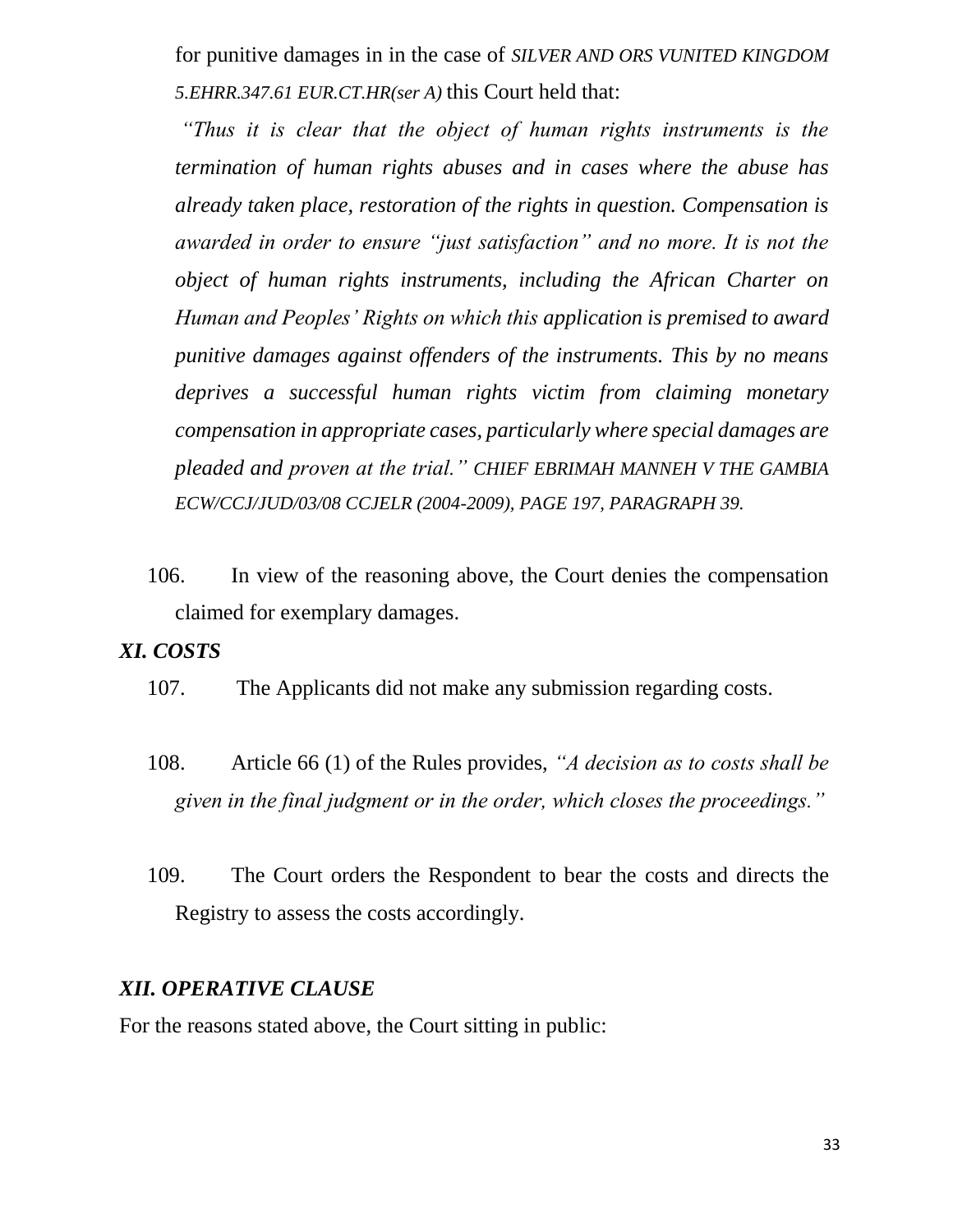for punitive damages in in the case of *SILVER AND ORS VUNITED KINGDOM 5.EHRR.347.61 EUR.CT.HR(ser A)* this Court held that:

*"Thus it is clear that the object of human rights instruments is the termination of human rights abuses and in cases where the abuse has already taken place, restoration of the rights in question. Compensation is awarded in order to ensure "just satisfaction" and no more. It is not the object of human rights instruments, including the African Charter on Human and Peoples' Rights on which this application is premised to award punitive damages against offenders of the instruments. This by no means deprives a successful human rights victim from claiming monetary compensation in appropriate cases, particularly where special damages are pleaded and proven at the trial." CHIEF EBRIMAH MANNEH V THE GAMBIA ECW/CCJ/JUD/03/08 CCJELR (2004-2009), PAGE 197, PARAGRAPH 39.*

106. In view of the reasoning above, the Court denies the compensation claimed for exemplary damages.

## *XI. COSTS*

107. The Applicants did not make any submission regarding costs.

108. Article 66 (1) of the Rules provides, *"A decision as to costs shall be given in the final judgment or in the order, which closes the proceedings."*

109. The Court orders the Respondent to bear the costs and directs the Registry to assess the costs accordingly.

## *XII. OPERATIVE CLAUSE*

For the reasons stated above, the Court sitting in public: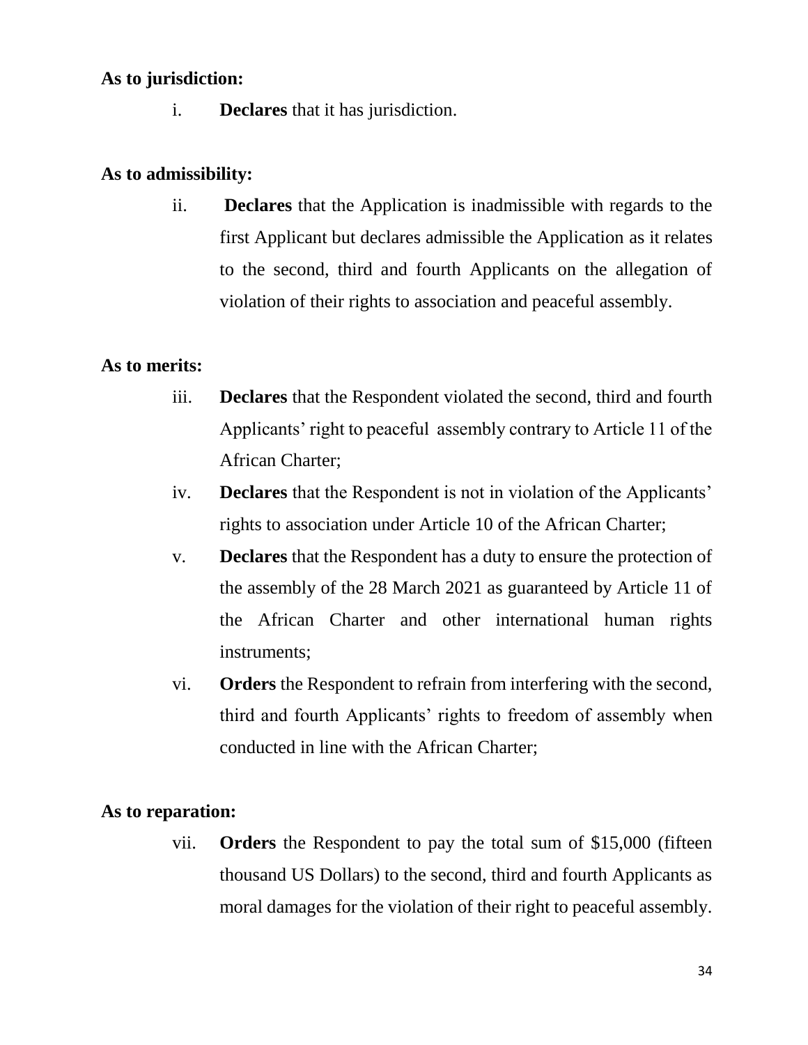**As to jurisdiction:**

i. **Declares** that it has jurisdiction.

**As to admissibility:**

ii. **Declares** that the Application is inadmissible with regards to the first Applicant but declares admissible the Application as it relates to the second, third and fourth Applicants on the allegation of violation of their rights to association and peaceful assembly.

**As to merits:**

iii. **Declares** that the Respondent violated the second, third and fourth Applicants' right to peaceful assembly contrary to Article 11 of the African Charter;

iv. **Declares** that the Respondent is not in violation of the Applicants' rights to association under Article 10 of the African Charter;

v. **Declares** that the Respondent has a duty to ensure the protection of the assembly of the 28 March 2021 as guaranteed by Article 11 of the African Charter and other international human rights instruments;

vi. **Orders** the Respondent to refrain from interfering with the second, third and fourth Applicants' rights to freedom of assembly when conducted in line with the African Charter;

**As to reparation:**

vii. **Orders** the Respondent to pay the total sum of $15,000 (fifteen thousand US Dollars) to the second, third and fourth Applicants as moral damages for the violation of their right to peaceful assembly.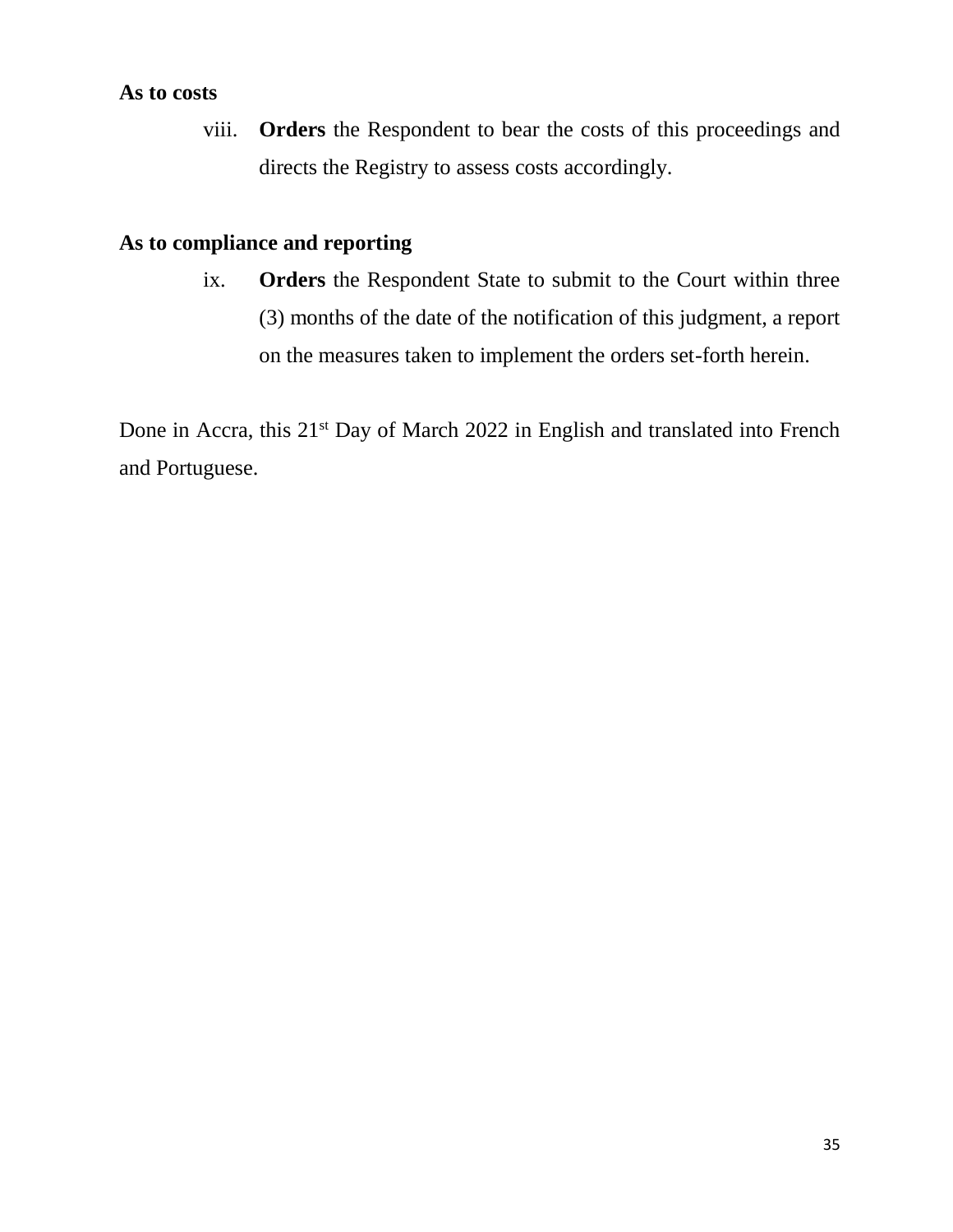**As to costs**

viii. **Orders** the Respondent to bear the costs of this proceedings and directs the Registry to assess costs accordingly.

**As to compliance and reporting**

ix. **Orders** the Respondent State to submit to the Court within three (3) months of the date of the notification of this judgment, a report on the measures taken to implement the orders set-forth herein.

Done in Accra, this 21st Day of March 2022 in English and translated into French and Portuguese.